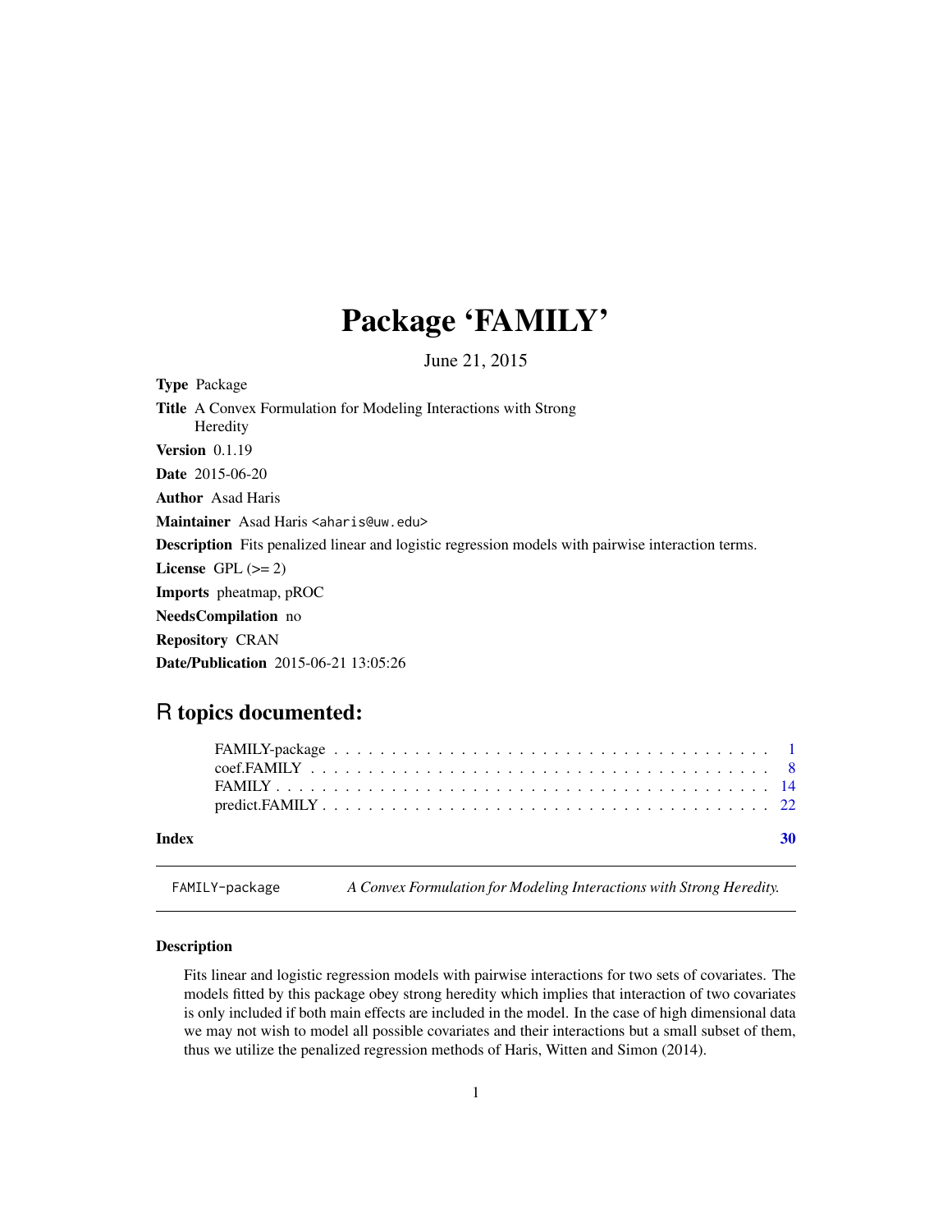# Package 'FAMILY'

June 21, 2015

**Type** Package

**Title** A Convex Formulation for Modeling Interactions with Strong Heredity

**Version** 0.1.19

**Date** 2015-06-20

**Author** Asad Haris

**Maintainer** Asad Haris <aharis@uw.edu>

**Description** Fits penalized linear and logistic regression models with pairwise interaction terms.

**License** GPL (>= 2)

**Imports** pheatmap, pROC

**NeedsCompilation** no

**Repository** CRAN

**Date/Publication** 2015-06-21 13:05:26

## R topics documented:

| | |
|---|---|
| FAMILY-package | 1 |
| coef.FAMILY | 8 |
| FAMILY | 14 |
| predict.FAMILY | 22 |
| **Index** | **30** |

---

FAMILY-package &nbsp;&nbsp;&nbsp; *A Convex Formulation for Modeling Interactions with Strong Heredity.*

---

### Description

Fits linear and logistic regression models with pairwise interactions for two sets of covariates. The models fitted by this package obey strong heredity which implies that interaction of two covariates is only included if both main effects are included in the model. In the case of high dimensional data we may not wish to model all possible covariates and their interactions but a small subset of them, thus we utilize the penalized regression methods of Haris, Witten and Simon (2014).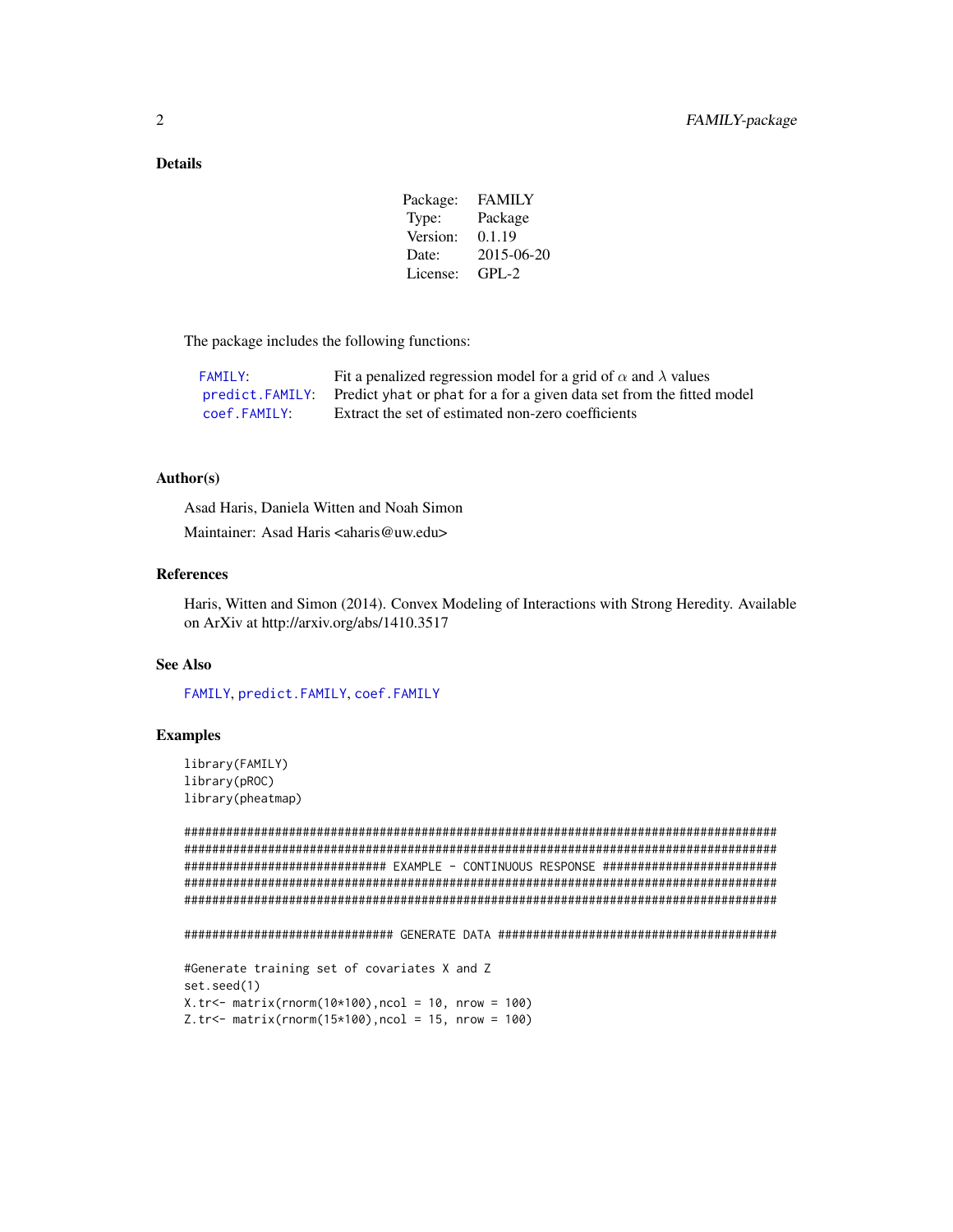## Details

| Package: | FAMILY |
|---|---|
| Type: | Package |
| Version: | 0.1.19 |
| Date: | 2015-06-20 |
| License: | GPL-2 |

The package includes the following functions:

| | |
|---|---|
| `FAMILY`: | Fit a penalized regression model for a grid of $\alpha$ and $\lambda$ values |
| `predict.FAMILY`: | Predict `yhat` or `phat` for a for a given data set from the fitted model |
| `coef.FAMILY`: | Extract the set of estimated non-zero coefficients |

## Author(s)

Asad Haris, Daniela Witten and Noah Simon

Maintainer: Asad Haris <aharis@uw.edu>

## References

Haris, Witten and Simon (2014). Convex Modeling of Interactions with Strong Heredity. Available on ArXiv at http://arxiv.org/abs/1410.3517

## See Also

`FAMILY`, `predict.FAMILY`, `coef.FAMILY`

## Examples

```
library(FAMILY)
library(pROC)
library(pheatmap)

#########################################################################################
#########################################################################################
############################ EXAMPLE - CONTINUOUS RESPONSE ##############################
#########################################################################################
#########################################################################################

############################# GENERATE DATA ##############################################

#Generate training set of covariates X and Z
set.seed(1)
X.tr<- matrix(rnorm(10*100),ncol = 10, nrow = 100)
Z.tr<- matrix(rnorm(15*100),ncol = 15, nrow = 100)
```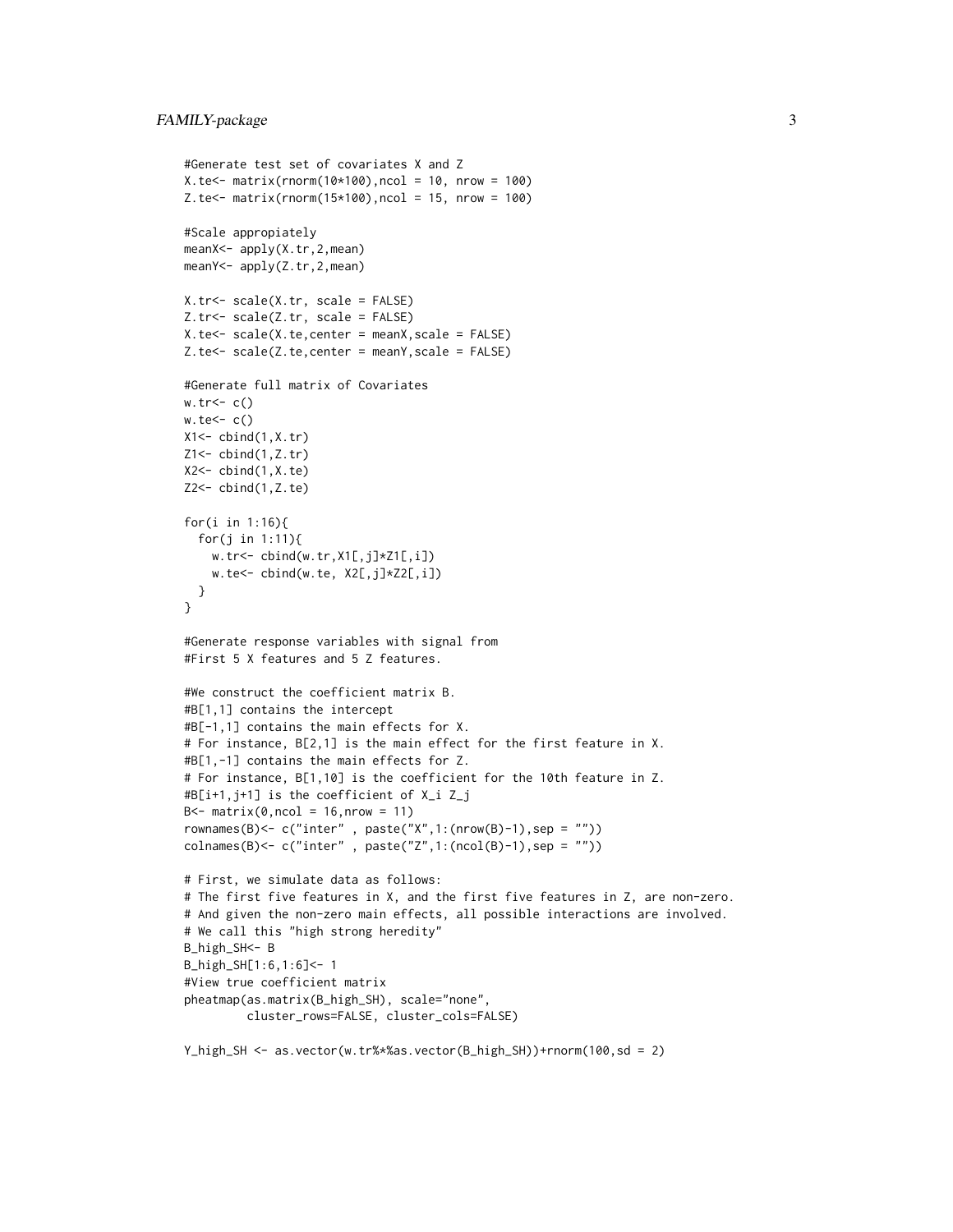```
#Generate test set of covariates X and Z
X.te<- matrix(rnorm(10*100),ncol = 10, nrow = 100)
Z.te<- matrix(rnorm(15*100),ncol = 15, nrow = 100)

#Scale appropiately
meanX<- apply(X.tr,2,mean)
meanY<- apply(Z.tr,2,mean)

X.tr<- scale(X.tr, scale = FALSE)
Z.tr<- scale(Z.tr, scale = FALSE)
X.te<- scale(X.te,center = meanX,scale = FALSE)
Z.te<- scale(Z.te,center = meanY,scale = FALSE)

#Generate full matrix of Covariates
w.tr<- c()
w.te<- c()
X1<- cbind(1,X.tr)
Z1<- cbind(1,Z.tr)
X2<- cbind(1,X.te)
Z2<- cbind(1,Z.te)

for(i in 1:16){
  for(j in 1:11){
    w.tr<- cbind(w.tr,X1[,j]*Z1[,i])
    w.te<- cbind(w.te, X2[,j]*Z2[,i])
  }
}

#Generate response variables with signal from
#First 5 X features and 5 Z features.

#We construct the coefficient matrix B.
#B[1,1] contains the intercept
#B[-1,1] contains the main effects for X.
# For instance, B[2,1] is the main effect for the first feature in X.
#B[1,-1] contains the main effects for Z.
# For instance, B[1,10] is the coefficient for the 10th feature in Z.
#B[i+1,j+1] is the coefficient of X_i Z_j
B<- matrix(0,ncol = 16,nrow = 11)
rownames(B)<- c("inter" , paste("X",1:(nrow(B)-1),sep = ""))
colnames(B)<- c("inter" , paste("Z",1:(ncol(B)-1),sep = ""))

# First, we simulate data as follows:
# The first five features in X, and the first five features in Z, are non-zero.
# And given the non-zero main effects, all possible interactions are involved.
# We call this "high strong heredity"
B_high_SH<- B
B_high_SH[1:6,1:6]<- 1
#View true coefficient matrix
pheatmap(as.matrix(B_high_SH), scale="none",
         cluster_rows=FALSE, cluster_cols=FALSE)

Y_high_SH <- as.vector(w.tr%*%as.vector(B_high_SH))+rnorm(100,sd = 2)
```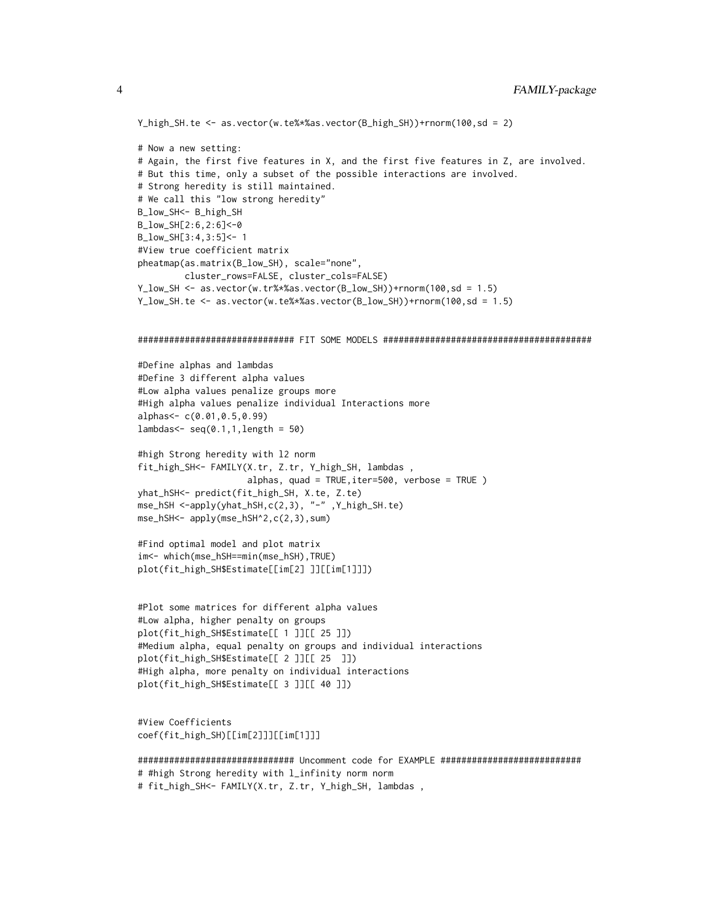```
Y_high_SH.te <- as.vector(w.te%*%as.vector(B_high_SH))+rnorm(100,sd = 2)

# Now a new setting:
# Again, the first five features in X, and the first five features in Z, are involved.
# But this time, only a subset of the possible interactions are involved.
# Strong heredity is still maintained.
# We call this "low strong heredity"
B_low_SH<- B_high_SH
B_low_SH[2:6,2:6]<-0
B_low_SH[3:4,3:5]<- 1
#View true coefficient matrix
pheatmap(as.matrix(B_low_SH), scale="none",
         cluster_rows=FALSE, cluster_cols=FALSE)
Y_low_SH <- as.vector(w.tr%*%as.vector(B_low_SH))+rnorm(100,sd = 1.5)
Y_low_SH.te <- as.vector(w.te%*%as.vector(B_low_SH))+rnorm(100,sd = 1.5)


############################## FIT SOME MODELS ########################################

#Define alphas and lambdas
#Define 3 different alpha values
#Low alpha values penalize groups more
#High alpha values penalize individual Interactions more
alphas<- c(0.01,0.5,0.99)
lambdas<- seq(0.1,1,length = 50)

#high Strong heredity with l2 norm
fit_high_SH<- FAMILY(X.tr, Z.tr, Y_high_SH, lambdas ,
                     alphas, quad = TRUE,iter=500, verbose = TRUE )
yhat_hSH<- predict(fit_high_SH, X.te, Z.te)
mse_hSH <-apply(yhat_hSH,c(2,3), "-" ,Y_high_SH.te)
mse_hSH<- apply(mse_hSH^2,c(2,3),sum)

#Find optimal model and plot matrix
im<- which(mse_hSH==min(mse_hSH),TRUE)
plot(fit_high_SH$Estimate[[im[2] ]][[im[1]]])


#Plot some matrices for different alpha values
#Low alpha, higher penalty on groups
plot(fit_high_SH$Estimate[[ 1 ]][[ 25 ]])
#Medium alpha, equal penalty on groups and individual interactions
plot(fit_high_SH$Estimate[[ 2 ]][[ 25  ]])
#High alpha, more penalty on individual interactions
plot(fit_high_SH$Estimate[[ 3 ]][[ 40 ]])


#View Coefficients
coef(fit_high_SH)[[im[2]]][[im[1]]]

############################## Uncomment code for EXAMPLE ###########################
# #high Strong heredity with l_infinity norm norm
# fit_high_SH<- FAMILY(X.tr, Z.tr, Y_high_SH, lambdas ,
```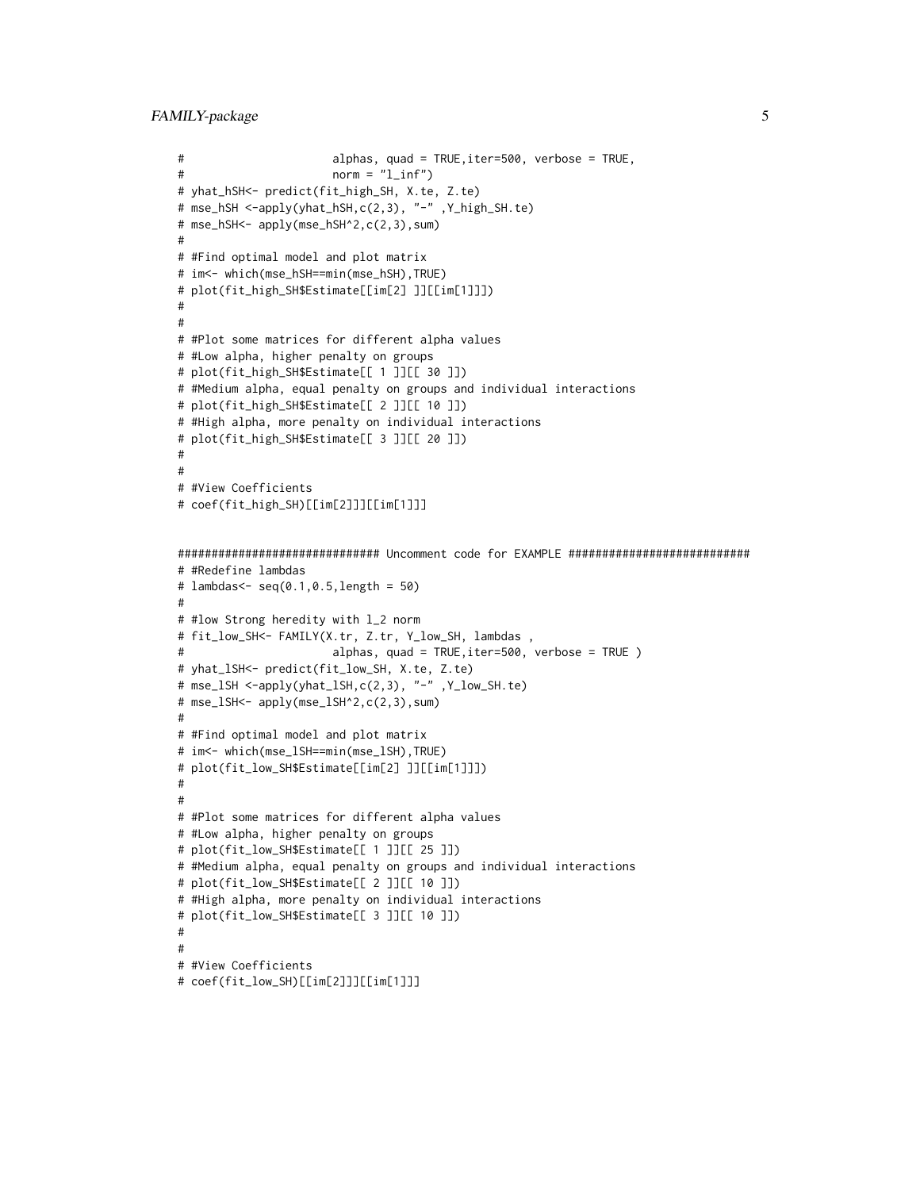```
#                      alphas, quad = TRUE,iter=500, verbose = TRUE,
#                      norm = "l_inf")
# yhat_hSH<- predict(fit_high_SH, X.te, Z.te)
# mse_hSH <-apply(yhat_hSH,c(2,3), "-" ,Y_high_SH.te)
# mse_hSH<- apply(mse_hSH^2,c(2,3),sum)
#
# #Find optimal model and plot matrix
# im<- which(mse_hSH==min(mse_hSH),TRUE)
# plot(fit_high_SH$Estimate[[im[2] ]][[im[1]]])
#
#
# #Plot some matrices for different alpha values
# #Low alpha, higher penalty on groups
# plot(fit_high_SH$Estimate[[ 1 ]][[ 30 ]])
# #Medium alpha, equal penalty on groups and individual interactions
# plot(fit_high_SH$Estimate[[ 2 ]][[ 10 ]])
# #High alpha, more penalty on individual interactions
# plot(fit_high_SH$Estimate[[ 3 ]][[ 20 ]])
#
#
# #View Coefficients
# coef(fit_high_SH)[[im[2]]][[im[1]]]


############################## Uncomment code for EXAMPLE ###########################
# #Redefine lambdas
# lambdas<- seq(0.1,0.5,length = 50)
#
# #low Strong heredity with l_2 norm
# fit_low_SH<- FAMILY(X.tr, Z.tr, Y_low_SH, lambdas ,
#                      alphas, quad = TRUE,iter=500, verbose = TRUE )
# yhat_lSH<- predict(fit_low_SH, X.te, Z.te)
# mse_lSH <-apply(yhat_lSH,c(2,3), "-" ,Y_low_SH.te)
# mse_lSH<- apply(mse_lSH^2,c(2,3),sum)
#
# #Find optimal model and plot matrix
# im<- which(mse_lSH==min(mse_lSH),TRUE)
# plot(fit_low_SH$Estimate[[im[2] ]][[im[1]]])
#
#
# #Plot some matrices for different alpha values
# #Low alpha, higher penalty on groups
# plot(fit_low_SH$Estimate[[ 1 ]][[ 25 ]])
# #Medium alpha, equal penalty on groups and individual interactions
# plot(fit_low_SH$Estimate[[ 2 ]][[ 10 ]])
# #High alpha, more penalty on individual interactions
# plot(fit_low_SH$Estimate[[ 3 ]][[ 10 ]])
#
#
# #View Coefficients
# coef(fit_low_SH)[[im[2]]][[im[1]]]
```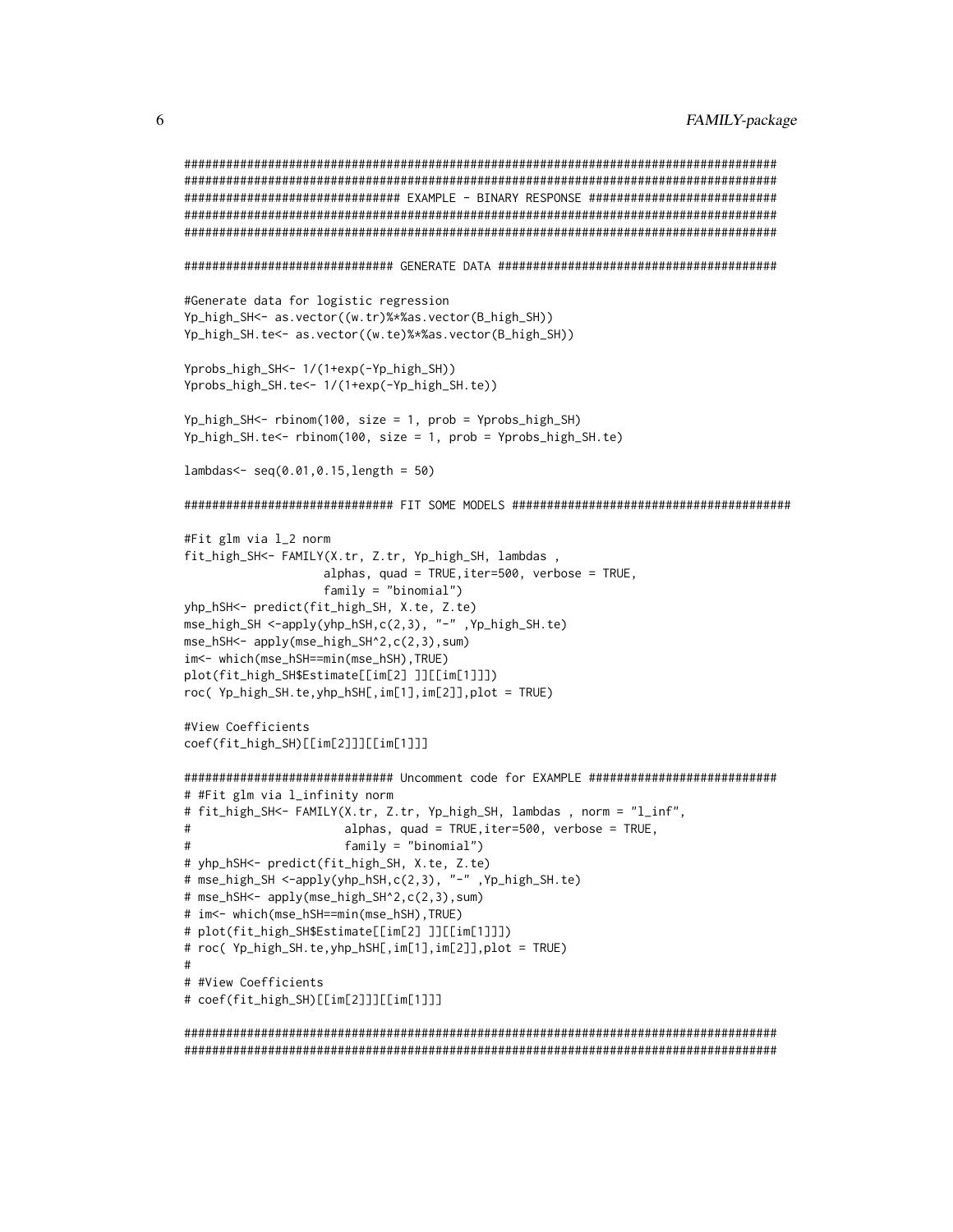```
#######################################################################################
#######################################################################################
############################### EXAMPLE - BINARY RESPONSE ###########################
#######################################################################################
#######################################################################################

############################## GENERATE DATA ########################################

#Generate data for logistic regression
Yp_high_SH<- as.vector((w.tr)%*%as.vector(B_high_SH))
Yp_high_SH.te<- as.vector((w.te)%*%as.vector(B_high_SH))

Yprobs_high_SH<- 1/(1+exp(-Yp_high_SH))
Yprobs_high_SH.te<- 1/(1+exp(-Yp_high_SH.te))

Yp_high_SH<- rbinom(100, size = 1, prob = Yprobs_high_SH)
Yp_high_SH.te<- rbinom(100, size = 1, prob = Yprobs_high_SH.te)

lambdas<- seq(0.01,0.15,length = 50)

############################# FIT SOME MODELS ########################################

#Fit glm via l_2 norm
fit_high_SH<- FAMILY(X.tr, Z.tr, Yp_high_SH, lambdas ,
                    alphas, quad = TRUE,iter=500, verbose = TRUE,
                    family = "binomial")
yhp_hSH<- predict(fit_high_SH, X.te, Z.te)
mse_high_SH <-apply(yhp_hSH,c(2,3), "-" ,Yp_high_SH.te)
mse_hSH<- apply(mse_high_SH^2,c(2,3),sum)
im<- which(mse_hSH==min(mse_hSH),TRUE)
plot(fit_high_SH$Estimate[[im[2] ]][[im[1]]])
roc( Yp_high_SH.te,yhp_hSH[,im[1],im[2]],plot = TRUE)

#View Coefficients
coef(fit_high_SH)[[im[2]]][[im[1]]]

############################## Uncomment code for EXAMPLE ###########################
# #Fit glm via l_infinity norm
# fit_high_SH<- FAMILY(X.tr, Z.tr, Yp_high_SH, lambdas , norm = "l_inf",
#                     alphas, quad = TRUE,iter=500, verbose = TRUE,
#                     family = "binomial")
# yhp_hSH<- predict(fit_high_SH, X.te, Z.te)
# mse_high_SH <-apply(yhp_hSH,c(2,3), "-" ,Yp_high_SH.te)
# mse_hSH<- apply(mse_high_SH^2,c(2,3),sum)
# im<- which(mse_hSH==min(mse_hSH),TRUE)
# plot(fit_high_SH$Estimate[[im[2] ]][[im[1]]])
# roc( Yp_high_SH.te,yhp_hSH[,im[1],im[2]],plot = TRUE)
#
# #View Coefficients
# coef(fit_high_SH)[[im[2]]][[im[1]]]

#######################################################################################
#######################################################################################
```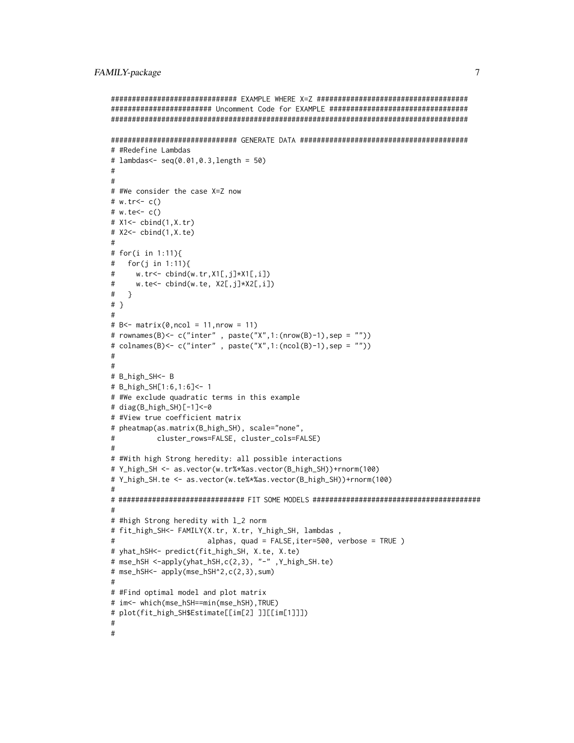```
############################## EXAMPLE WHERE X=Z ####################################
####################### Uncomment Code for EXAMPLE ##################################
#####################################################################################

############################## GENERATE DATA ########################################
# #Redefine Lambdas
# lambdas<- seq(0.01,0.3,length = 50)
#
#
# #We consider the case X=Z now
# w.tr<- c()
# w.te<- c()
# X1<- cbind(1,X.tr)
# X2<- cbind(1,X.te)
#
# for(i in 1:11){
#   for(j in 1:11){
#     w.tr<- cbind(w.tr,X1[,j]*X1[,i])
#     w.te<- cbind(w.te, X2[,j]*X2[,i])
#   }
# }
#
# B<- matrix(0,ncol = 11,nrow = 11)
# rownames(B)<- c("inter" , paste("X",1:(nrow(B)-1),sep = ""))
# colnames(B)<- c("inter" , paste("X",1:(ncol(B)-1),sep = ""))
#
#
# B_high_SH<- B
# B_high_SH[1:6,1:6]<- 1
# #We exclude quadratic terms in this example
# diag(B_high_SH)[-1]<-0
# #View true coefficient matrix
# pheatmap(as.matrix(B_high_SH), scale="none",
#          cluster_rows=FALSE, cluster_cols=FALSE)
#
# #With high Strong heredity: all possible interactions
# Y_high_SH <- as.vector(w.tr%*%as.vector(B_high_SH))+rnorm(100)
# Y_high_SH.te <- as.vector(w.te%*%as.vector(B_high_SH))+rnorm(100)
#
# ############################# FIT SOME MODELS ########################################
#
# #high Strong heredity with l_2 norm
# fit_high_SH<- FAMILY(X.tr, X.tr, Y_high_SH, lambdas ,
#                      alphas, quad = FALSE,iter=500, verbose = TRUE )
# yhat_hSH<- predict(fit_high_SH, X.te, X.te)
# mse_hSH <-apply(yhat_hSH,c(2,3), "-" ,Y_high_SH.te)
# mse_hSH<- apply(mse_hSH^2,c(2,3),sum)
#
# #Find optimal model and plot matrix
# im<- which(mse_hSH==min(mse_hSH),TRUE)
# plot(fit_high_SH$Estimate[[im[2] ]][[im[1]]])
#
#
```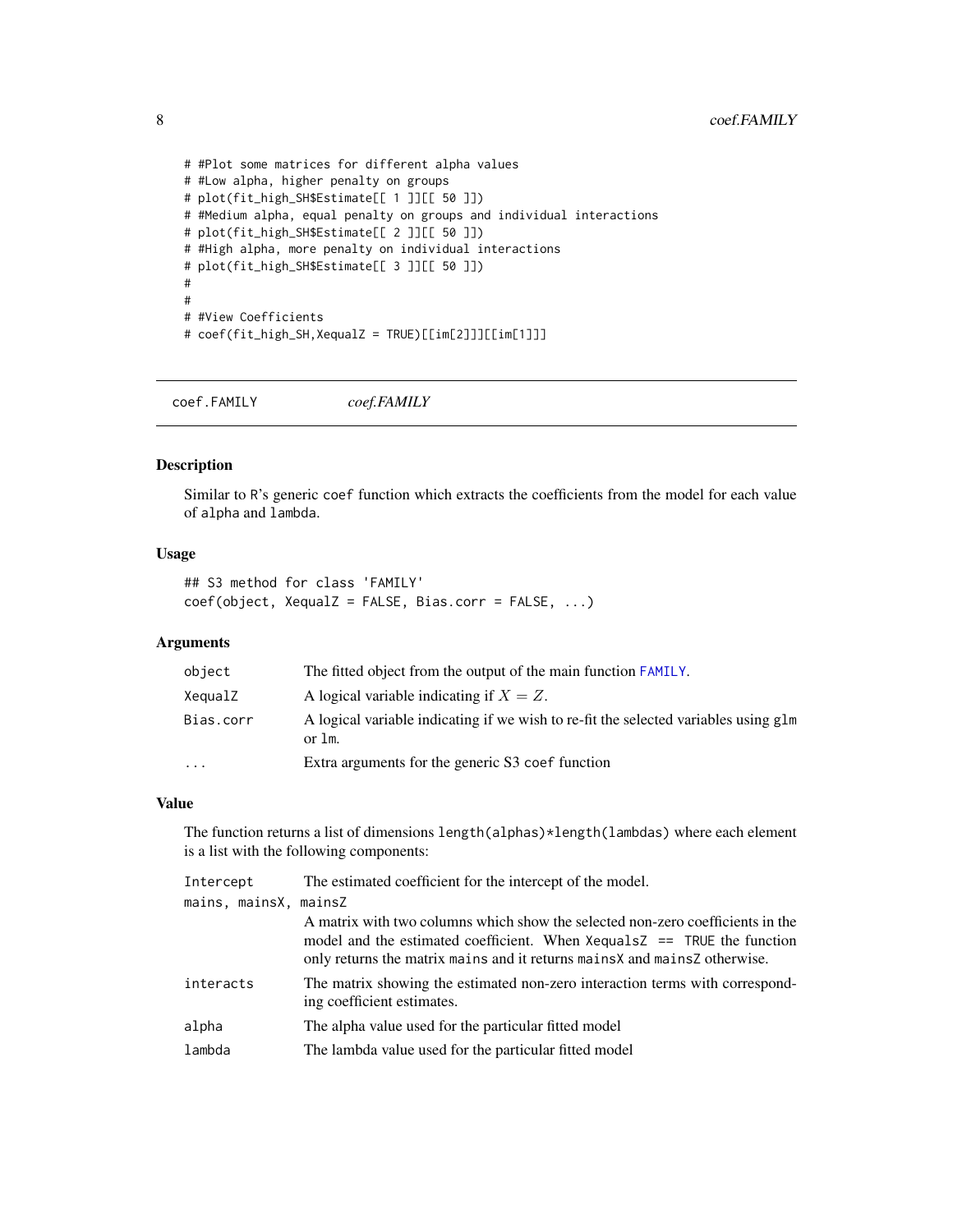```
# #Plot some matrices for different alpha values
# #Low alpha, higher penalty on groups
# plot(fit_high_SH$Estimate[[ 1 ]][[ 50 ]])
# #Medium alpha, equal penalty on groups and individual interactions
# plot(fit_high_SH$Estimate[[ 2 ]][[ 50 ]])
# #High alpha, more penalty on individual interactions
# plot(fit_high_SH$Estimate[[ 3 ]][[ 50 ]])
#
#
# #View Coefficients
# coef(fit_high_SH,XequalZ = TRUE)[[im[2]]][[im[1]]]
```

---

## coef.FAMILY — *coef.FAMILY*

### Description

Similar to R's generic `coef` function which extracts the coefficients from the model for each value of `alpha` and `lambda`.

### Usage

```
## S3 method for class 'FAMILY'
coef(object, XequalZ = FALSE, Bias.corr = FALSE, ...)
```

### Arguments

| | |
|---|---|
| `object` | The fitted object from the output of the main function `FAMILY`. |
| `XequalZ` | A logical variable indicating if $X = Z$. |
| `Bias.corr` | A logical variable indicating if we wish to re-fit the selected variables using `glm` or `lm`. |
| `...` | Extra arguments for the generic S3 `coef` function |

### Value

The function returns a list of dimensions `length(alphas)*length(lambdas)` where each element is a list with the following components:

| | |
|---|---|
| `Intercept` | The estimated coefficient for the intercept of the model. |
| `mains, mainsX, mainsZ` | A matrix with two columns which show the selected non-zero coefficients in the model and the estimated coefficient. When `XequalsZ == TRUE` the function only returns the matrix `mains` and it returns `mainsX` and `mainsZ` otherwise. |
| `interacts` | The matrix showing the estimated non-zero interaction terms with corresponding coefficient estimates. |
| `alpha` | The alpha value used for the particular fitted model |
| `lambda` | The lambda value used for the particular fitted model |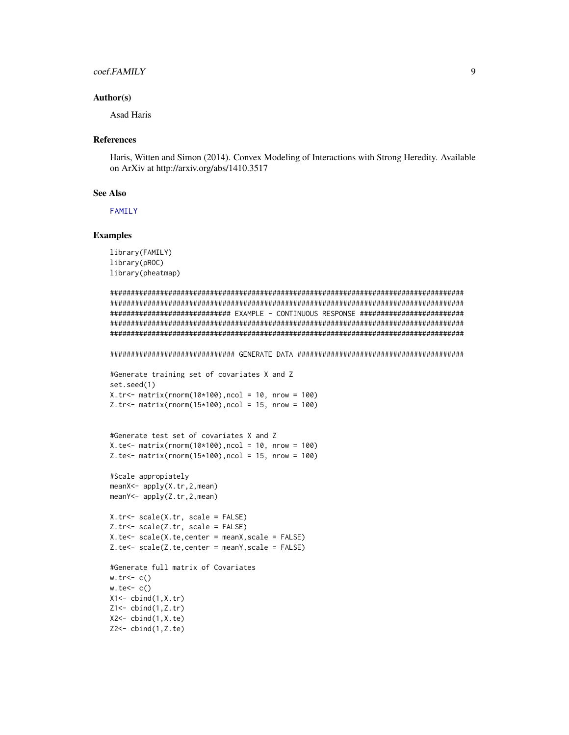### Author(s)

Asad Haris

### References

Haris, Witten and Simon (2014). Convex Modeling of Interactions with Strong Heredity. Available on ArXiv at http://arxiv.org/abs/1410.3517

### See Also

FAMILY

### Examples

```
library(FAMILY)
library(pROC)
library(pheatmap)

########################################################################################
########################################################################################
############################# EXAMPLE - CONTINUOUS RESPONSE ############################
########################################################################################
########################################################################################

############################## GENERATE DATA ###########################################

#Generate training set of covariates X and Z
set.seed(1)
X.tr<- matrix(rnorm(10*100),ncol = 10, nrow = 100)
Z.tr<- matrix(rnorm(15*100),ncol = 15, nrow = 100)


#Generate test set of covariates X and Z
X.te<- matrix(rnorm(10*100),ncol = 10, nrow = 100)
Z.te<- matrix(rnorm(15*100),ncol = 15, nrow = 100)

#Scale appropiately
meanX<- apply(X.tr,2,mean)
meanY<- apply(Z.tr,2,mean)

X.tr<- scale(X.tr, scale = FALSE)
Z.tr<- scale(Z.tr, scale = FALSE)
X.te<- scale(X.te,center = meanX,scale = FALSE)
Z.te<- scale(Z.te,center = meanY,scale = FALSE)

#Generate full matrix of Covariates
w.tr<- c()
w.te<- c()
X1<- cbind(1,X.tr)
Z1<- cbind(1,Z.tr)
X2<- cbind(1,X.te)
Z2<- cbind(1,Z.te)
```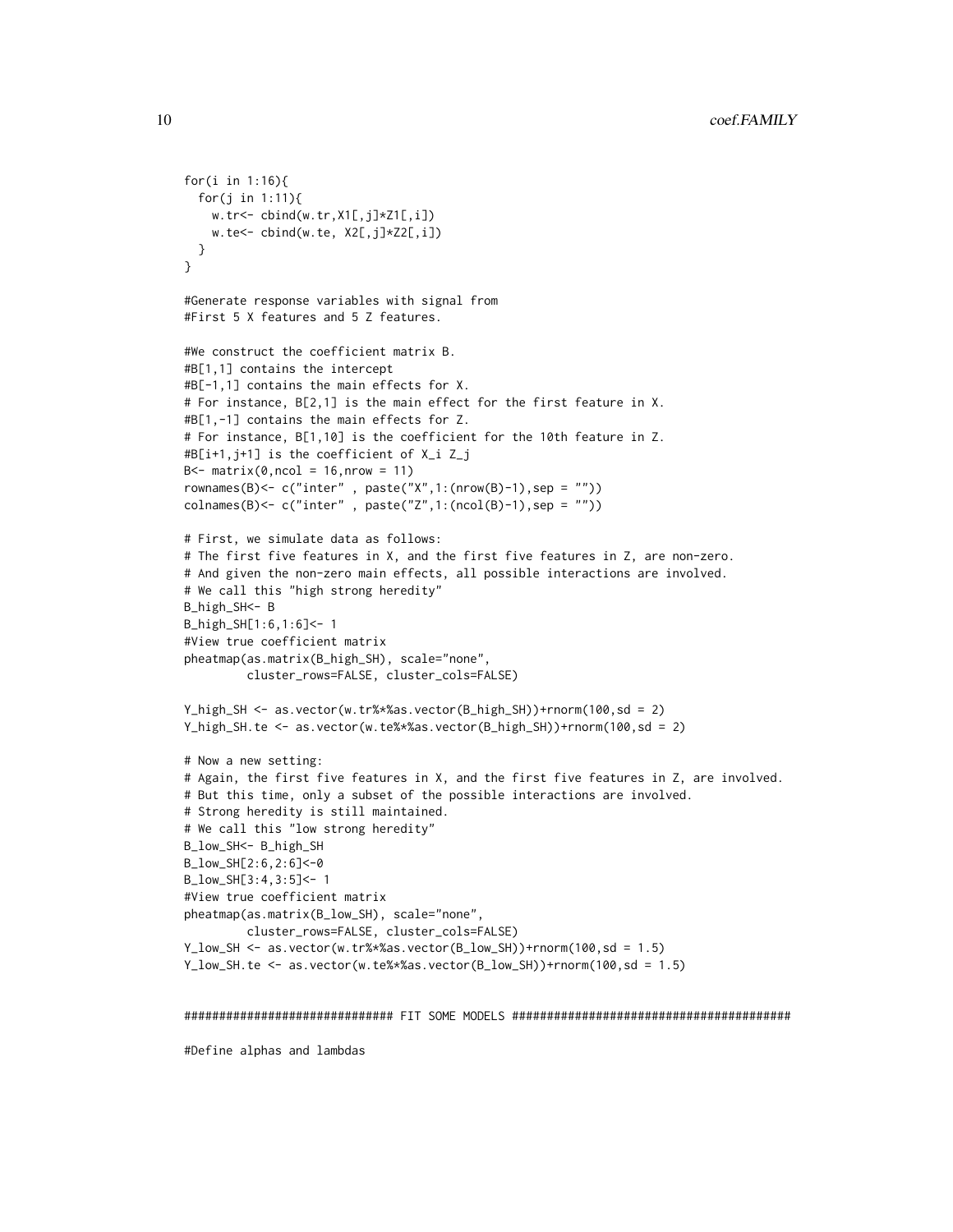```
for(i in 1:16){
  for(j in 1:11){
    w.tr<- cbind(w.tr,X1[,j]*Z1[,i])
    w.te<- cbind(w.te, X2[,j]*Z2[,i])
  }
}

#Generate response variables with signal from
#First 5 X features and 5 Z features.

#We construct the coefficient matrix B.
#B[1,1] contains the intercept
#B[-1,1] contains the main effects for X.
# For instance, B[2,1] is the main effect for the first feature in X.
#B[1,-1] contains the main effects for Z.
# For instance, B[1,10] is the coefficient for the 10th feature in Z.
#B[i+1,j+1] is the coefficient of X_i Z_j
B<- matrix(0,ncol = 16,nrow = 11)
rownames(B)<- c("inter" , paste("X",1:(nrow(B)-1),sep = ""))
colnames(B)<- c("inter" , paste("Z",1:(ncol(B)-1),sep = ""))

# First, we simulate data as follows:
# The first five features in X, and the first five features in Z, are non-zero.
# And given the non-zero main effects, all possible interactions are involved.
# We call this "high strong heredity"
B_high_SH<- B
B_high_SH[1:6,1:6]<- 1
#View true coefficient matrix
pheatmap(as.matrix(B_high_SH), scale="none",
         cluster_rows=FALSE, cluster_cols=FALSE)

Y_high_SH <- as.vector(w.tr%*%as.vector(B_high_SH))+rnorm(100,sd = 2)
Y_high_SH.te <- as.vector(w.te%*%as.vector(B_high_SH))+rnorm(100,sd = 2)

# Now a new setting:
# Again, the first five features in X, and the first five features in Z, are involved.
# But this time, only a subset of the possible interactions are involved.
# Strong heredity is still maintained.
# We call this "low strong heredity"
B_low_SH<- B_high_SH
B_low_SH[2:6,2:6]<-0
B_low_SH[3:4,3:5]<- 1
#View true coefficient matrix
pheatmap(as.matrix(B_low_SH), scale="none",
         cluster_rows=FALSE, cluster_cols=FALSE)
Y_low_SH <- as.vector(w.tr%*%as.vector(B_low_SH))+rnorm(100,sd = 1.5)
Y_low_SH.te <- as.vector(w.te%*%as.vector(B_low_SH))+rnorm(100,sd = 1.5)


############################## FIT SOME MODELS ########################################

#Define alphas and lambdas
```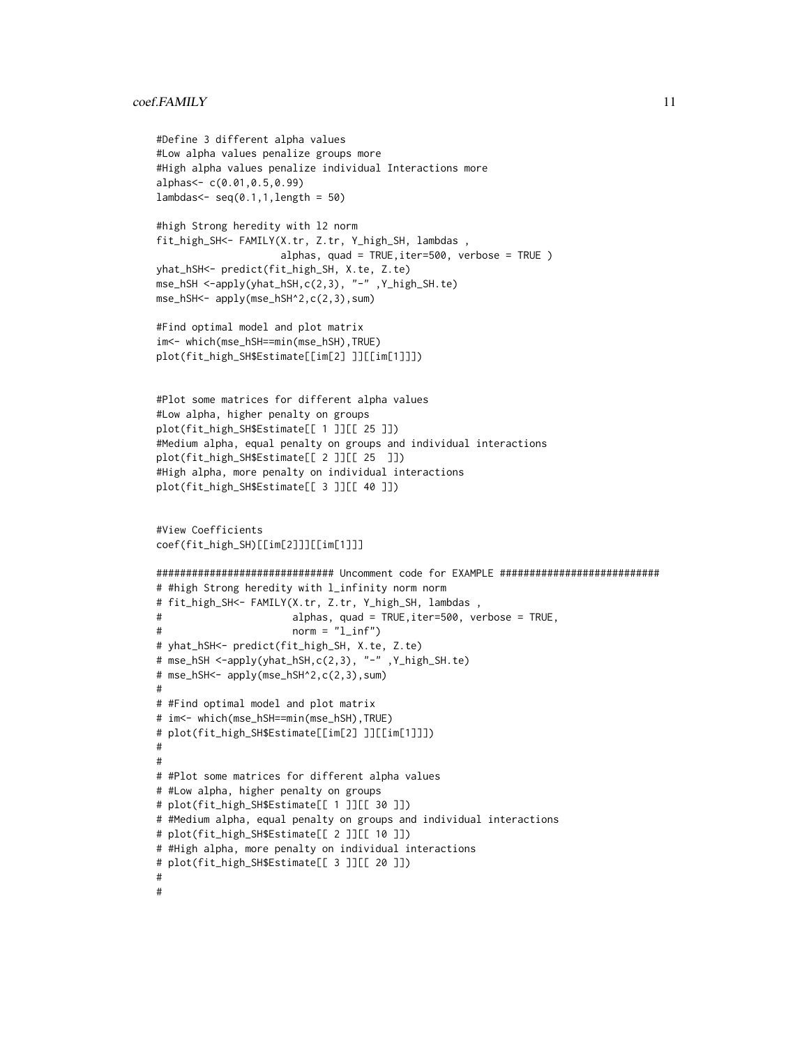```
#Define 3 different alpha values
#Low alpha values penalize groups more
#High alpha values penalize individual Interactions more
alphas<- c(0.01,0.5,0.99)
lambdas<- seq(0.1,1,length = 50)

#high Strong heredity with l2 norm
fit_high_SH<- FAMILY(X.tr, Z.tr, Y_high_SH, lambdas ,
                     alphas, quad = TRUE,iter=500, verbose = TRUE )
yhat_hSH<- predict(fit_high_SH, X.te, Z.te)
mse_hSH <-apply(yhat_hSH,c(2,3), "-" ,Y_high_SH.te)
mse_hSH<- apply(mse_hSH^2,c(2,3),sum)

#Find optimal model and plot matrix
im<- which(mse_hSH==min(mse_hSH),TRUE)
plot(fit_high_SH$Estimate[[im[2] ]][[im[1]]])


#Plot some matrices for different alpha values
#Low alpha, higher penalty on groups
plot(fit_high_SH$Estimate[[ 1 ]][[ 25 ]])
#Medium alpha, equal penalty on groups and individual interactions
plot(fit_high_SH$Estimate[[ 2 ]][[ 25  ]])
#High alpha, more penalty on individual interactions
plot(fit_high_SH$Estimate[[ 3 ]][[ 40 ]])


#View Coefficients
coef(fit_high_SH)[[im[2]]][[im[1]]]

############################## Uncomment code for EXAMPLE ###########################
# #high Strong heredity with l_infinity norm norm
# fit_high_SH<- FAMILY(X.tr, Z.tr, Y_high_SH, lambdas ,
#                      alphas, quad = TRUE,iter=500, verbose = TRUE,
#                      norm = "l_inf")
# yhat_hSH<- predict(fit_high_SH, X.te, Z.te)
# mse_hSH <-apply(yhat_hSH,c(2,3), "-" ,Y_high_SH.te)
# mse_hSH<- apply(mse_hSH^2,c(2,3),sum)
#
# #Find optimal model and plot matrix
# im<- which(mse_hSH==min(mse_hSH),TRUE)
# plot(fit_high_SH$Estimate[[im[2] ]][[im[1]]])
#
#
# #Plot some matrices for different alpha values
# #Low alpha, higher penalty on groups
# plot(fit_high_SH$Estimate[[ 1 ]][[ 30 ]])
# #Medium alpha, equal penalty on groups and individual interactions
# plot(fit_high_SH$Estimate[[ 2 ]][[ 10 ]])
# #High alpha, more penalty on individual interactions
# plot(fit_high_SH$Estimate[[ 3 ]][[ 20 ]])
#
#
```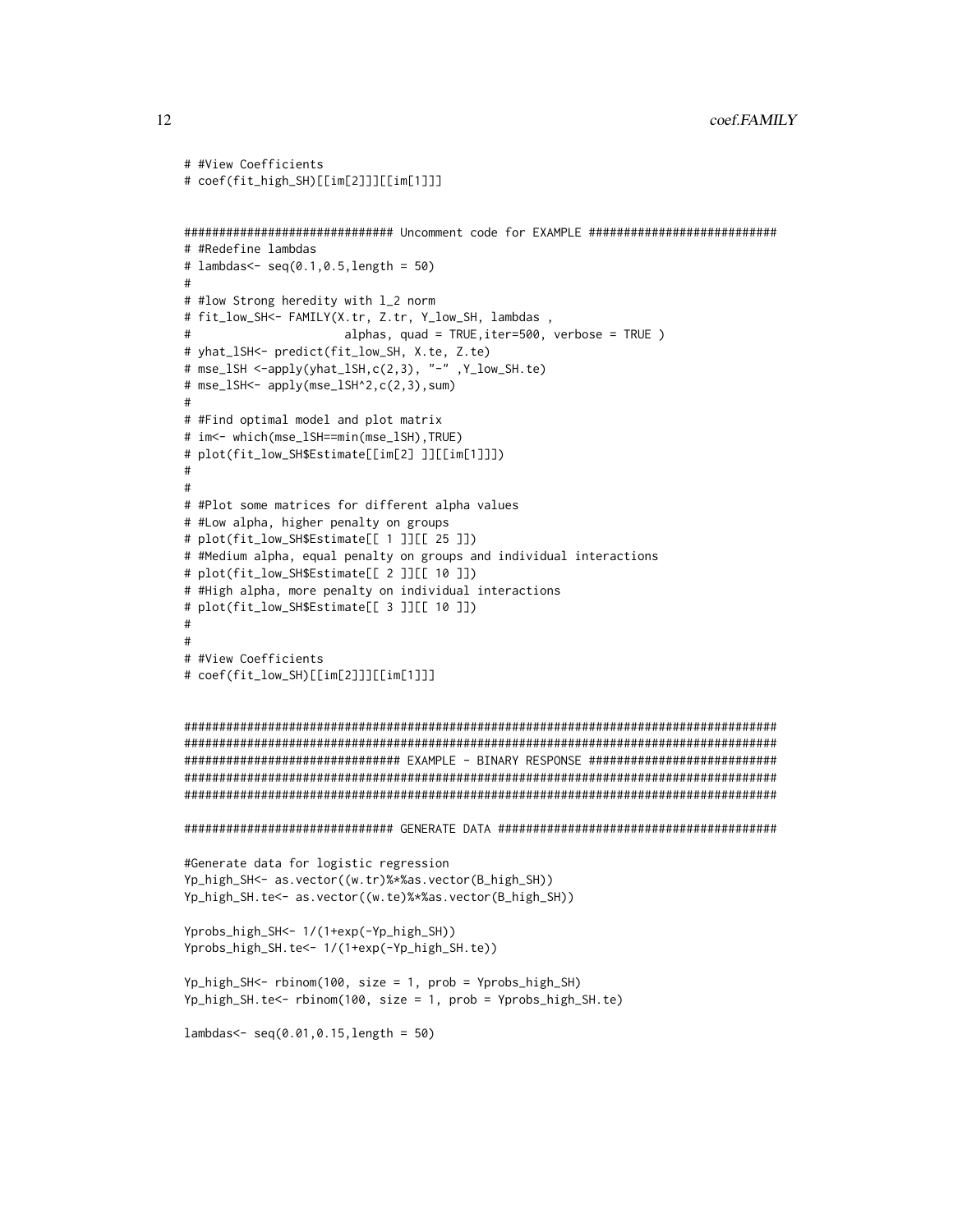```
# #View Coefficients
# coef(fit_high_SH)[[im[2]]][[im[1]]]


############################## Uncomment code for EXAMPLE ###########################
# #Redefine lambdas
# lambdas<- seq(0.1,0.5,length = 50)
#
# #low Strong heredity with l_2 norm
# fit_low_SH<- FAMILY(X.tr, Z.tr, Y_low_SH, lambdas ,
#                     alphas, quad = TRUE,iter=500, verbose = TRUE )
# yhat_lSH<- predict(fit_low_SH, X.te, Z.te)
# mse_lSH <-apply(yhat_lSH,c(2,3), "-" ,Y_low_SH.te)
# mse_lSH<- apply(mse_lSH^2,c(2,3),sum)
#
# #Find optimal model and plot matrix
# im<- which(mse_lSH==min(mse_lSH),TRUE)
# plot(fit_low_SH$Estimate[[im[2] ]][[im[1]]])
#
#
# #Plot some matrices for different alpha values
# #Low alpha, higher penalty on groups
# plot(fit_low_SH$Estimate[[ 1 ]][[ 25 ]])
# #Medium alpha, equal penalty on groups and individual interactions
# plot(fit_low_SH$Estimate[[ 2 ]][[ 10 ]])
# #High alpha, more penalty on individual interactions
# plot(fit_low_SH$Estimate[[ 3 ]][[ 10 ]])
#
#
# #View Coefficients
# coef(fit_low_SH)[[im[2]]][[im[1]]]


######################################################################################
######################################################################################
############################### EXAMPLE - BINARY RESPONSE ############################
######################################################################################
######################################################################################

############################## GENERATE DATA #########################################

#Generate data for logistic regression
Yp_high_SH<- as.vector((w.tr)%*%as.vector(B_high_SH))
Yp_high_SH.te<- as.vector((w.te)%*%as.vector(B_high_SH))

Yprobs_high_SH<- 1/(1+exp(-Yp_high_SH))
Yprobs_high_SH.te<- 1/(1+exp(-Yp_high_SH.te))

Yp_high_SH<- rbinom(100, size = 1, prob = Yprobs_high_SH)
Yp_high_SH.te<- rbinom(100, size = 1, prob = Yprobs_high_SH.te)

lambdas<- seq(0.01,0.15,length = 50)
```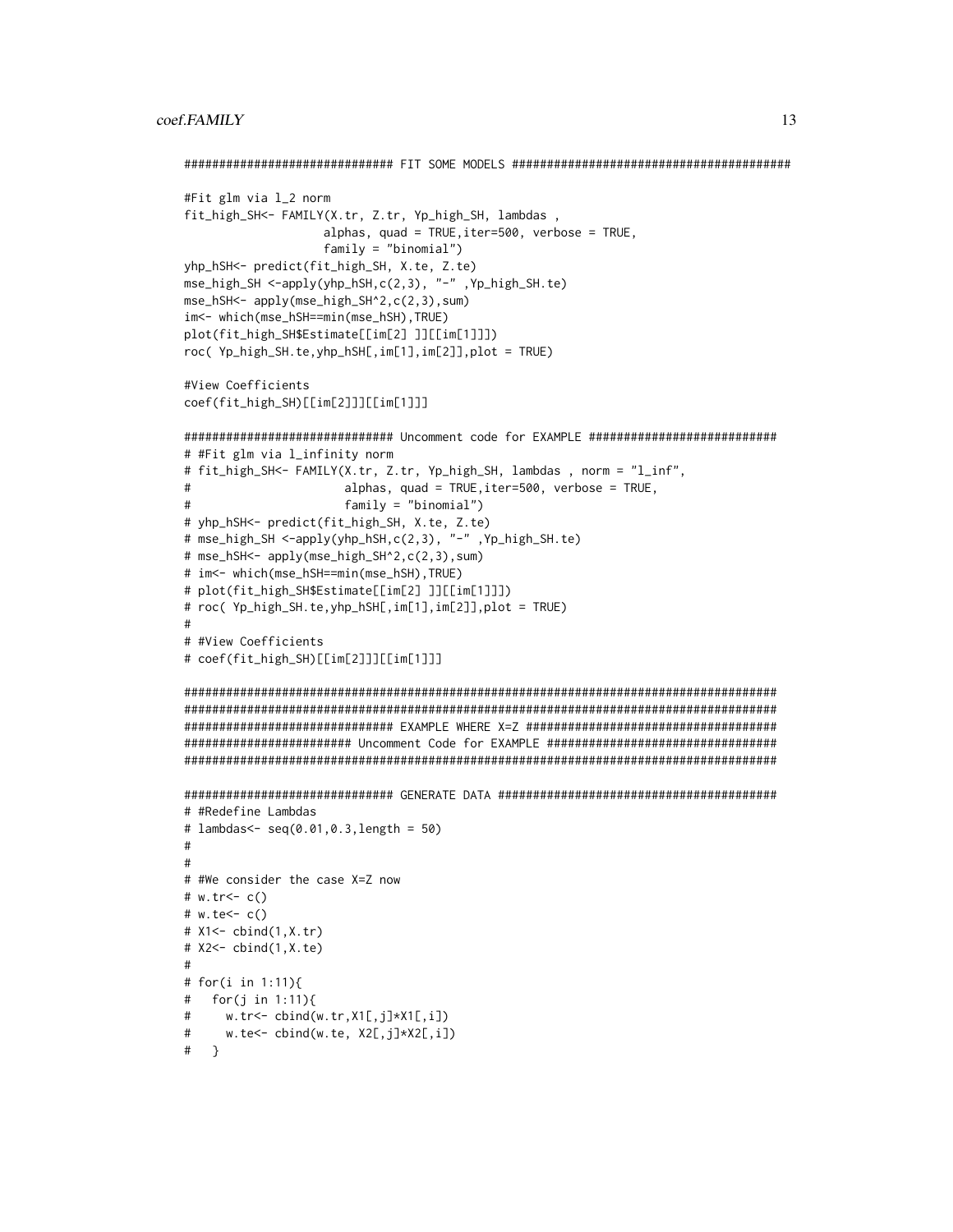```
############################## FIT SOME MODELS ########################################

#Fit glm via l_2 norm
fit_high_SH<- FAMILY(X.tr, Z.tr, Yp_high_SH, lambdas ,
                    alphas, quad = TRUE,iter=500, verbose = TRUE,
                    family = "binomial")
yhp_hSH<- predict(fit_high_SH, X.te, Z.te)
mse_high_SH <-apply(yhp_hSH,c(2,3), "-" ,Yp_high_SH.te)
mse_hSH<- apply(mse_high_SH^2,c(2,3),sum)
im<- which(mse_hSH==min(mse_hSH),TRUE)
plot(fit_high_SH$Estimate[[im[2] ]][[im[1]]])
roc( Yp_high_SH.te,yhp_hSH[,im[1],im[2]],plot = TRUE)

#View Coefficients
coef(fit_high_SH)[[im[2]]][[im[1]]]

############################## Uncomment code for EXAMPLE ###########################
# #Fit glm via l_infinity norm
# fit_high_SH<- FAMILY(X.tr, Z.tr, Yp_high_SH, lambdas , norm = "l_inf",
#                     alphas, quad = TRUE,iter=500, verbose = TRUE,
#                     family = "binomial")
# yhp_hSH<- predict(fit_high_SH, X.te, Z.te)
# mse_high_SH <-apply(yhp_hSH,c(2,3), "-" ,Yp_high_SH.te)
# mse_hSH<- apply(mse_high_SH^2,c(2,3),sum)
# im<- which(mse_hSH==min(mse_hSH),TRUE)
# plot(fit_high_SH$Estimate[[im[2] ]][[im[1]]])
# roc( Yp_high_SH.te,yhp_hSH[,im[1],im[2]],plot = TRUE)
#
# #View Coefficients
# coef(fit_high_SH)[[im[2]]][[im[1]]]

#####################################################################################
#####################################################################################
############################## EXAMPLE WHERE X=Z ####################################
######################## Uncomment Code for EXAMPLE #################################
#####################################################################################

############################## GENERATE DATA ########################################
# #Redefine Lambdas
# lambdas<- seq(0.01,0.3,length = 50)
#
#
# #We consider the case X=Z now
# w.tr<- c()
# w.te<- c()
# X1<- cbind(1,X.tr)
# X2<- cbind(1,X.te)
#
# for(i in 1:11){
#   for(j in 1:11){
#     w.tr<- cbind(w.tr,X1[,j]*X1[,i])
#     w.te<- cbind(w.te, X2[,j]*X2[,i])
#   }
```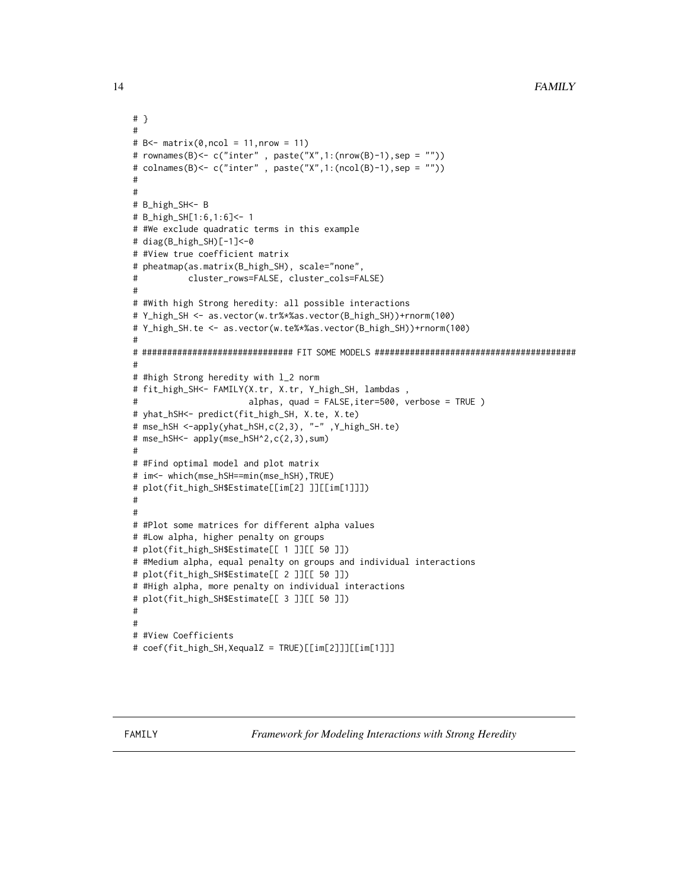```
# }
#
# B<- matrix(0,ncol = 11,nrow = 11)
# rownames(B)<- c("inter" , paste("X",1:(nrow(B)-1),sep = ""))
# colnames(B)<- c("inter" , paste("X",1:(ncol(B)-1),sep = ""))
#
#
# B_high_SH<- B
# B_high_SH[1:6,1:6]<- 1
# #We exclude quadratic terms in this example
# diag(B_high_SH)[-1]<-0
# #View true coefficient matrix
# pheatmap(as.matrix(B_high_SH), scale="none",
#          cluster_rows=FALSE, cluster_cols=FALSE)
#
# #With high Strong heredity: all possible interactions
# Y_high_SH <- as.vector(w.tr%*%as.vector(B_high_SH))+rnorm(100)
# Y_high_SH.te <- as.vector(w.te%*%as.vector(B_high_SH))+rnorm(100)
#
# ############################## FIT SOME MODELS ########################################
#
# #high Strong heredity with l_2 norm
# fit_high_SH<- FAMILY(X.tr, X.tr, Y_high_SH, lambdas ,
#                      alphas, quad = FALSE,iter=500, verbose = TRUE )
# yhat_hSH<- predict(fit_high_SH, X.te, X.te)
# mse_hSH <-apply(yhat_hSH,c(2,3), "-" ,Y_high_SH.te)
# mse_hSH<- apply(mse_hSH^2,c(2,3),sum)
#
# #Find optimal model and plot matrix
# im<- which(mse_hSH==min(mse_hSH),TRUE)
# plot(fit_high_SH$Estimate[[im[2] ]][[im[1]]])
#
#
# #Plot some matrices for different alpha values
# #Low alpha, higher penalty on groups
# plot(fit_high_SH$Estimate[[ 1 ]][[ 50 ]])
# #Medium alpha, equal penalty on groups and individual interactions
# plot(fit_high_SH$Estimate[[ 2 ]][[ 50 ]])
# #High alpha, more penalty on individual interactions
# plot(fit_high_SH$Estimate[[ 3 ]][[ 50 ]])
#
#
# #View Coefficients
# coef(fit_high_SH,XequalZ = TRUE)[[im[2]]][[im[1]]]
```

---

FAMILY *Framework for Modeling Interactions with Strong Heredity*

---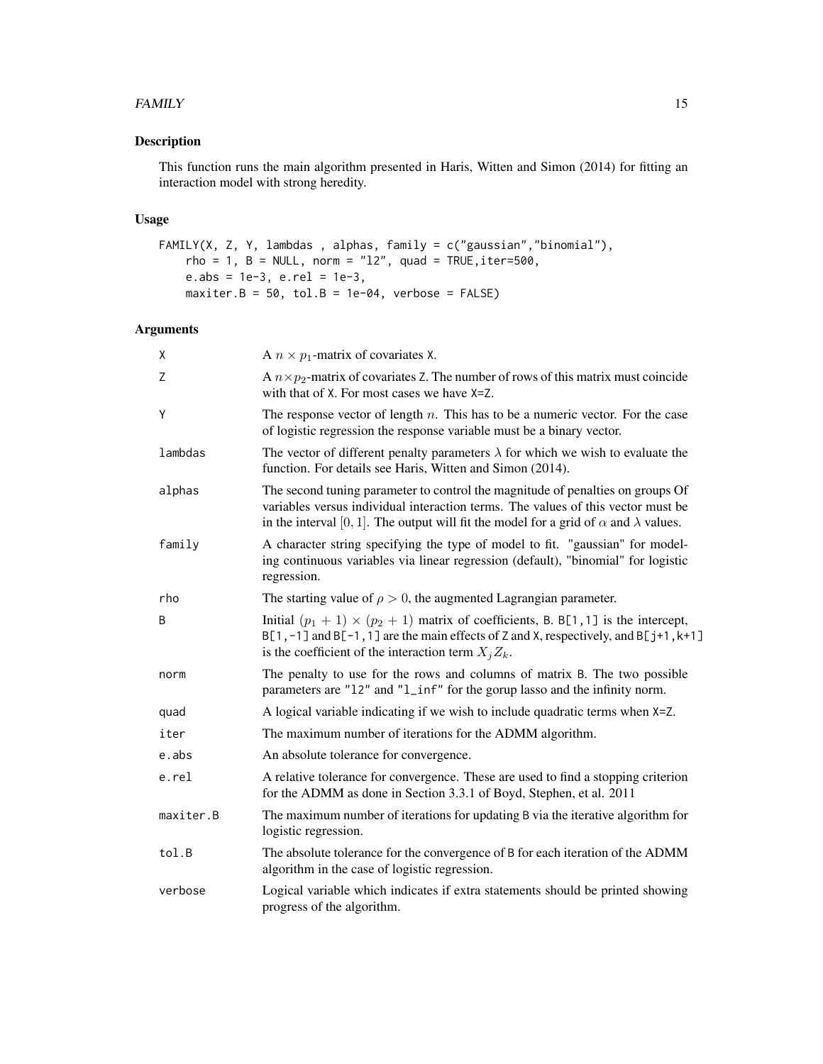## Description

This function runs the main algorithm presented in Haris, Witten and Simon (2014) for fitting an interaction model with strong heredity.

## Usage

```
FAMILY(X, Z, Y, lambdas , alphas, family = c("gaussian","binomial"),
    rho = 1, B = NULL, norm = "l2", quad = TRUE,iter=500,
    e.abs = 1e-3, e.rel = 1e-3,
    maxiter.B = 50, tol.B = 1e-04, verbose = FALSE)
```

## Arguments

| | |
|---|---|
| X | A $n \times p_1$-matrix of covariates X. |
| Z | A $n \times p_2$-matrix of covariates Z. The number of rows of this matrix must coincide with that of X. For most cases we have X=Z. |
| Y | The response vector of length $n$. This has to be a numeric vector. For the case of logistic regression the response variable must be a binary vector. |
| lambdas | The vector of different penalty parameters $\lambda$ for which we wish to evaluate the function. For details see Haris, Witten and Simon (2014). |
| alphas | The second tuning parameter to control the magnitude of penalties on groups Of variables versus individual interaction terms. The values of this vector must be in the interval $[0, 1]$. The output will fit the model for a grid of $\alpha$ and $\lambda$ values. |
| family | A character string specifying the type of model to fit. "gaussian" for modeling continuous variables via linear regression (default), "binomial" for logistic regression. |
| rho | The starting value of $\rho > 0$, the augmented Lagrangian parameter. |
| B | Initial $(p_1 + 1) \times (p_2 + 1)$ matrix of coefficients, B. B[1,1] is the intercept, B[1,-1] and B[-1,1] are the main effects of Z and X, respectively, and B[j+1,k+1] is the coefficient of the interaction term $X_j Z_k$. |
| norm | The penalty to use for the rows and columns of matrix B. The two possible parameters are "l2" and "l_inf" for the gorup lasso and the infinity norm. |
| quad | A logical variable indicating if we wish to include quadratic terms when X=Z. |
| iter | The maximum number of iterations for the ADMM algorithm. |
| e.abs | An absolute tolerance for convergence. |
| e.rel | A relative tolerance for convergence. These are used to find a stopping criterion for the ADMM as done in Section 3.3.1 of Boyd, Stephen, et al. 2011 |
| maxiter.B | The maximum number of iterations for updating B via the iterative algorithm for logistic regression. |
| tol.B | The absolute tolerance for the convergence of B for each iteration of the ADMM algorithm in the case of logistic regression. |
| verbose | Logical variable which indicates if extra statements should be printed showing progress of the algorithm. |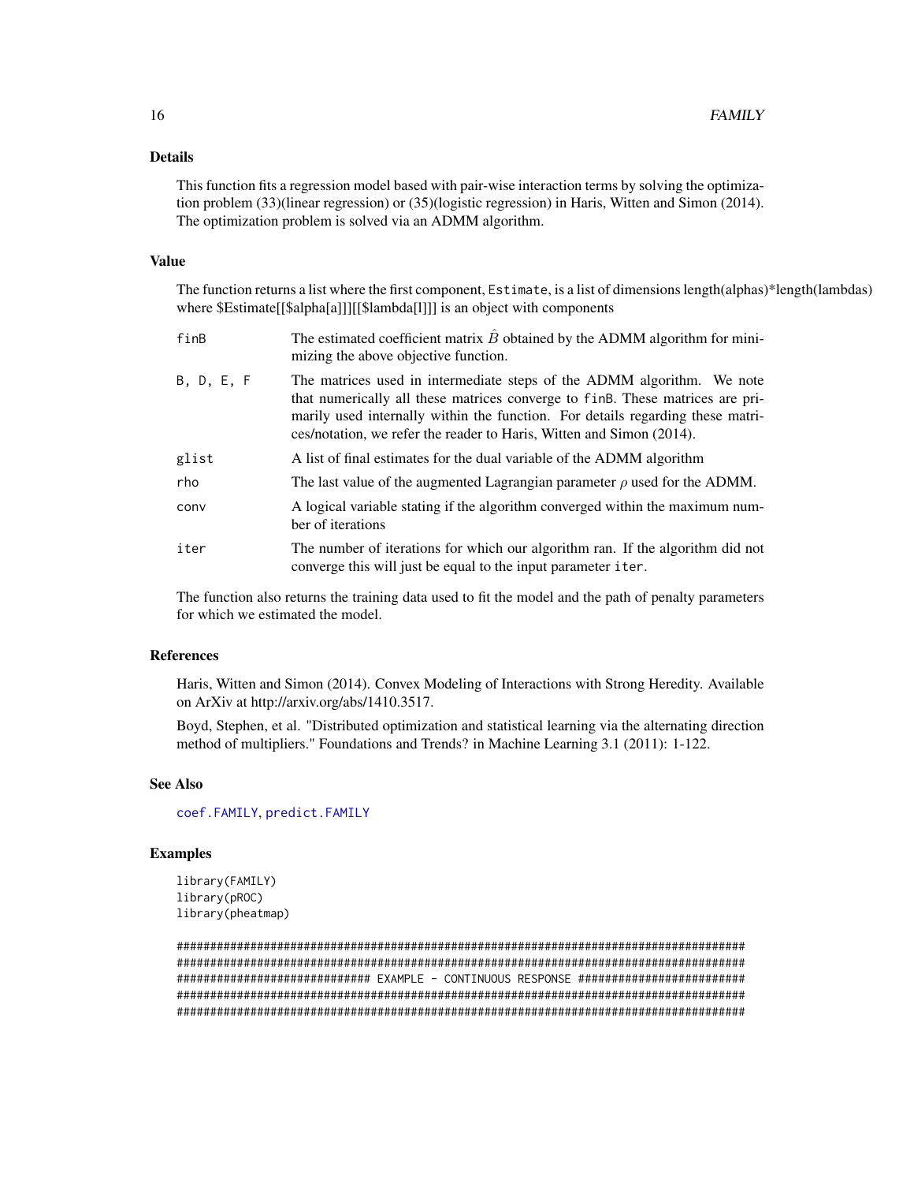## Details

This function fits a regression model based with pair-wise interaction terms by solving the optimization problem (33)(linear regression) or (35)(logistic regression) in Haris, Witten and Simon (2014). The optimization problem is solved via an ADMM algorithm.

## Value

The function returns a list where the first component, `Estimate`, is a list of dimensions length(alphas)*length(lambdas) where $Estimate[[$alpha[a]]][[$lambda[l]]] is an object with components

- `finB` — The estimated coefficient matrix $\hat{B}$ obtained by the ADMM algorithm for minimizing the above objective function.
- `B, D, E, F` — The matrices used in intermediate steps of the ADMM algorithm. We note that numerically all these matrices converge to `finB`. These matrices are primarily used internally within the function. For details regarding these matrices/notation, we refer the reader to Haris, Witten and Simon (2014).
- `glist` — A list of final estimates for the dual variable of the ADMM algorithm
- `rho` — The last value of the augmented Lagrangian parameter $\rho$ used for the ADMM.
- `conv` — A logical variable stating if the algorithm converged within the maximum number of iterations
- `iter` — The number of iterations for which our algorithm ran. If the algorithm did not converge this will just be equal to the input parameter `iter`.

The function also returns the training data used to fit the model and the path of penalty parameters for which we estimated the model.

## References

Haris, Witten and Simon (2014). Convex Modeling of Interactions with Strong Heredity. Available on ArXiv at http://arxiv.org/abs/1410.3517.

Boyd, Stephen, et al. "Distributed optimization and statistical learning via the alternating direction method of multipliers." Foundations and Trends? in Machine Learning 3.1 (2011): 1-122.

## See Also

`coef.FAMILY`, `predict.FAMILY`

## Examples

```
library(FAMILY)
library(pROC)
library(pheatmap)

#########################################################################################
#########################################################################################
############################## EXAMPLE - CONTINUOUS RESPONSE ###########################
#########################################################################################
#########################################################################################
```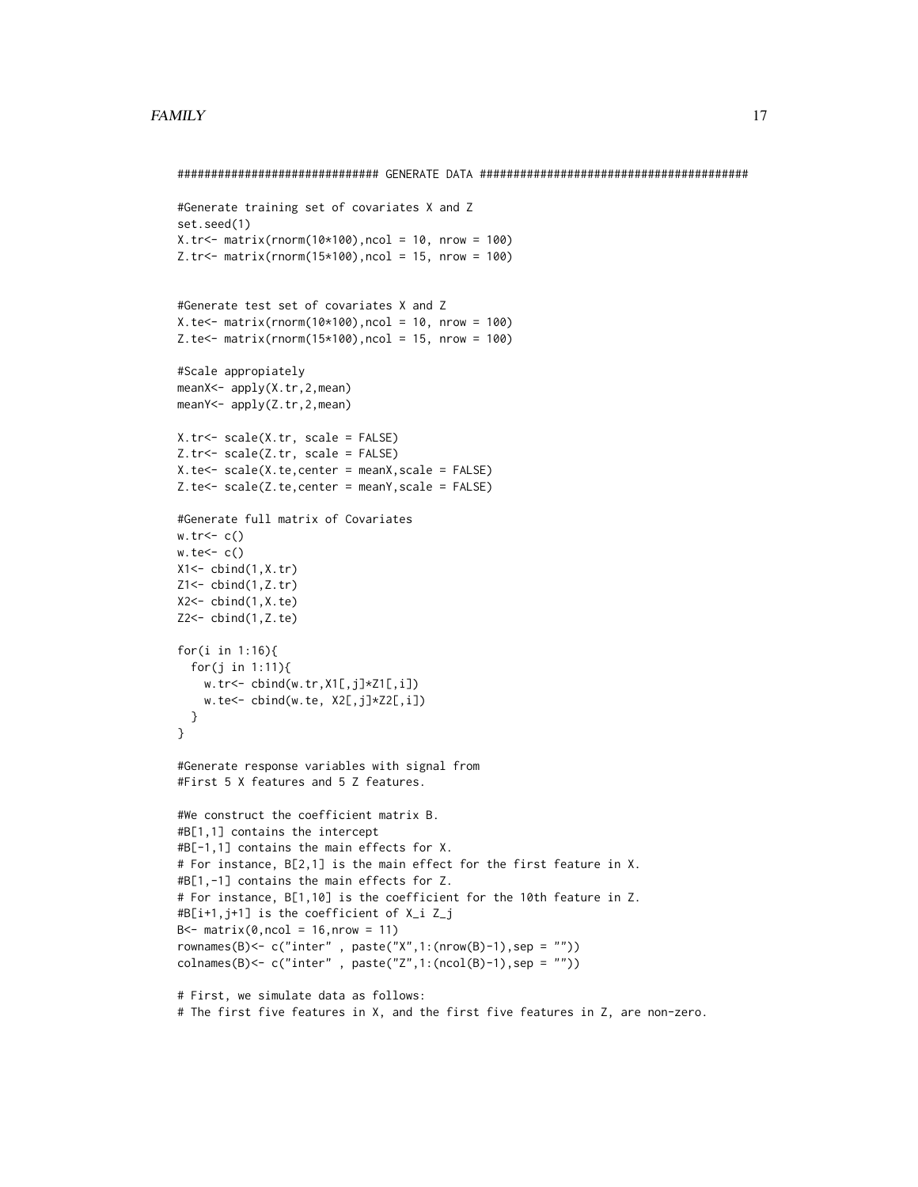```
############################## GENERATE DATA #########################################

#Generate training set of covariates X and Z
set.seed(1)
X.tr<- matrix(rnorm(10*100),ncol = 10, nrow = 100)
Z.tr<- matrix(rnorm(15*100),ncol = 15, nrow = 100)


#Generate test set of covariates X and Z
X.te<- matrix(rnorm(10*100),ncol = 10, nrow = 100)
Z.te<- matrix(rnorm(15*100),ncol = 15, nrow = 100)

#Scale appropiately
meanX<- apply(X.tr,2,mean)
meanY<- apply(Z.tr,2,mean)

X.tr<- scale(X.tr, scale = FALSE)
Z.tr<- scale(Z.tr, scale = FALSE)
X.te<- scale(X.te,center = meanX,scale = FALSE)
Z.te<- scale(Z.te,center = meanY,scale = FALSE)

#Generate full matrix of Covariates
w.tr<- c()
w.te<- c()
X1<- cbind(1,X.tr)
Z1<- cbind(1,Z.tr)
X2<- cbind(1,X.te)
Z2<- cbind(1,Z.te)

for(i in 1:16){
  for(j in 1:11){
    w.tr<- cbind(w.tr,X1[,j]*Z1[,i])
    w.te<- cbind(w.te, X2[,j]*Z2[,i])
  }
}

#Generate response variables with signal from
#First 5 X features and 5 Z features.

#We construct the coefficient matrix B.
#B[1,1] contains the intercept
#B[-1,1] contains the main effects for X.
# For instance, B[2,1] is the main effect for the first feature in X.
#B[1,-1] contains the main effects for Z.
# For instance, B[1,10] is the coefficient for the 10th feature in Z.
#B[i+1,j+1] is the coefficient of X_i Z_j
B<- matrix(0,ncol = 16,nrow = 11)
rownames(B)<- c("inter" , paste("X",1:(nrow(B)-1),sep = ""))
colnames(B)<- c("inter" , paste("Z",1:(ncol(B)-1),sep = ""))

# First, we simulate data as follows:
# The first five features in X, and the first five features in Z, are non-zero.
```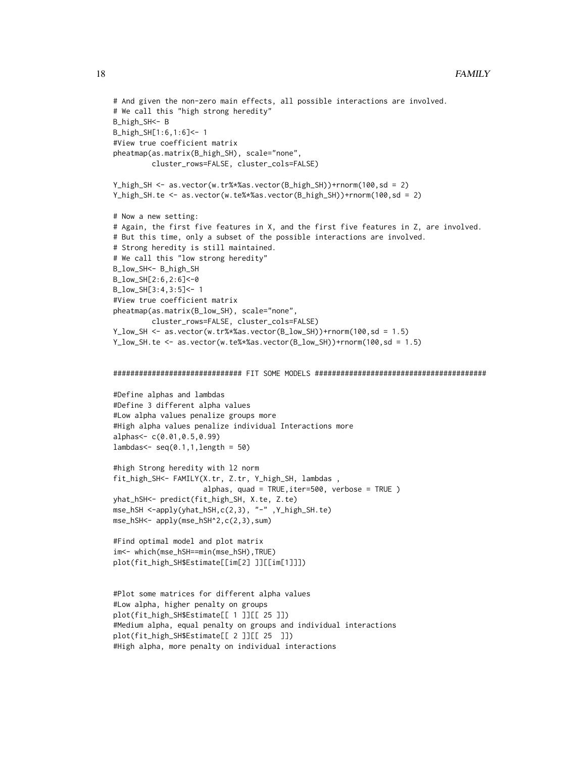```
# And given the non-zero main effects, all possible interactions are involved.
# We call this "high strong heredity"
B_high_SH<- B
B_high_SH[1:6,1:6]<- 1
#View true coefficient matrix
pheatmap(as.matrix(B_high_SH), scale="none",
         cluster_rows=FALSE, cluster_cols=FALSE)

Y_high_SH <- as.vector(w.tr%*%as.vector(B_high_SH))+rnorm(100,sd = 2)
Y_high_SH.te <- as.vector(w.te%*%as.vector(B_high_SH))+rnorm(100,sd = 2)

# Now a new setting:
# Again, the first five features in X, and the first five features in Z, are involved.
# But this time, only a subset of the possible interactions are involved.
# Strong heredity is still maintained.
# We call this "low strong heredity"
B_low_SH<- B_high_SH
B_low_SH[2:6,2:6]<-0
B_low_SH[3:4,3:5]<- 1
#View true coefficient matrix
pheatmap(as.matrix(B_low_SH), scale="none",
         cluster_rows=FALSE, cluster_cols=FALSE)
Y_low_SH <- as.vector(w.tr%*%as.vector(B_low_SH))+rnorm(100,sd = 1.5)
Y_low_SH.te <- as.vector(w.te%*%as.vector(B_low_SH))+rnorm(100,sd = 1.5)


############################## FIT SOME MODELS ########################################

#Define alphas and lambdas
#Define 3 different alpha values
#Low alpha values penalize groups more
#High alpha values penalize individual Interactions more
alphas<- c(0.01,0.5,0.99)
lambdas<- seq(0.1,1,length = 50)

#high Strong heredity with l2 norm
fit_high_SH<- FAMILY(X.tr, Z.tr, Y_high_SH, lambdas ,
                    alphas, quad = TRUE,iter=500, verbose = TRUE )
yhat_hSH<- predict(fit_high_SH, X.te, Z.te)
mse_hSH <-apply(yhat_hSH,c(2,3), "-" ,Y_high_SH.te)
mse_hSH<- apply(mse_hSH^2,c(2,3),sum)

#Find optimal model and plot matrix
im<- which(mse_hSH==min(mse_hSH),TRUE)
plot(fit_high_SH$Estimate[[im[2] ]][[im[1]]])


#Plot some matrices for different alpha values
#Low alpha, higher penalty on groups
plot(fit_high_SH$Estimate[[ 1 ]][[ 25 ]])
#Medium alpha, equal penalty on groups and individual interactions
plot(fit_high_SH$Estimate[[ 2 ]][[ 25  ]])
#High alpha, more penalty on individual interactions
```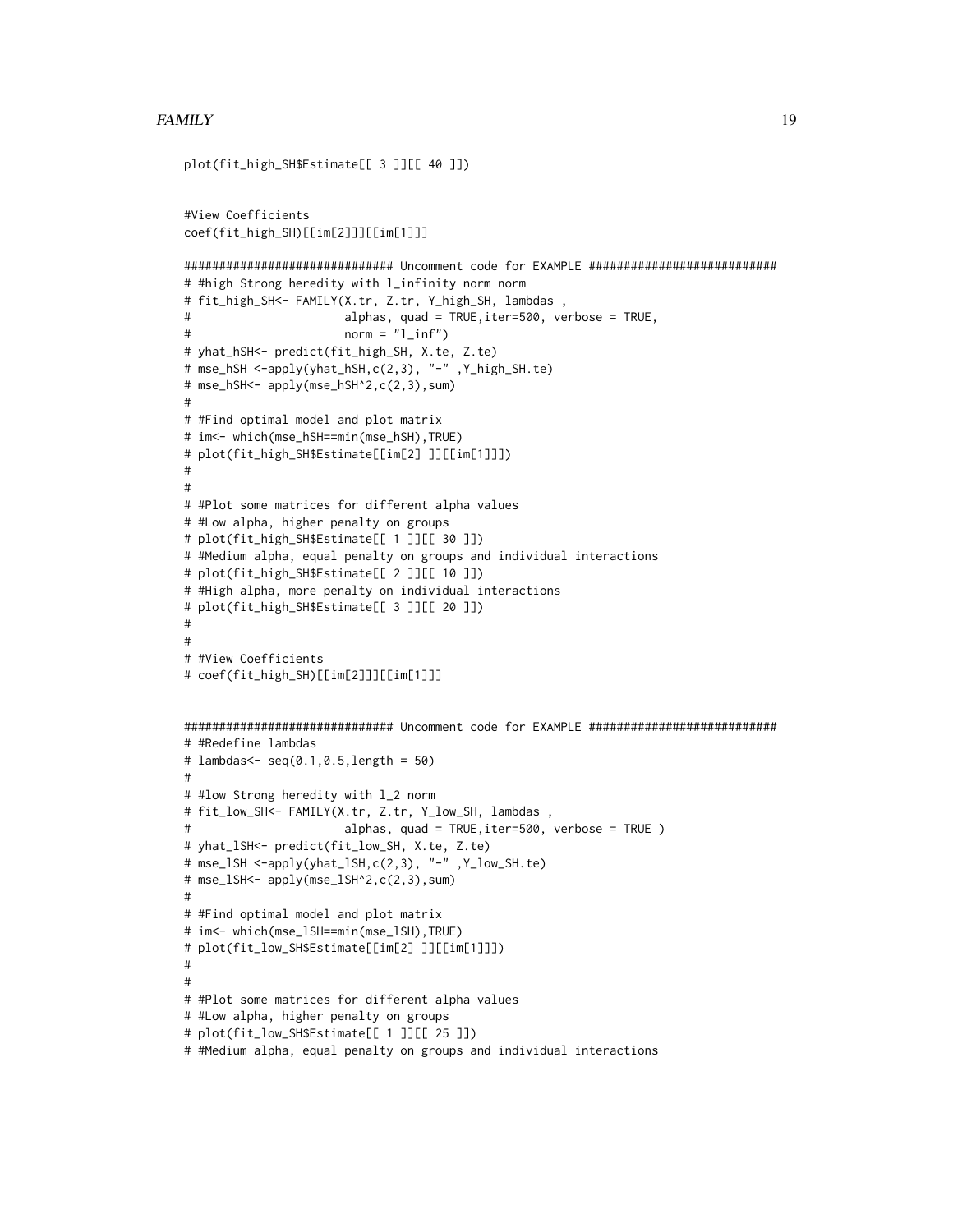```
plot(fit_high_SH$Estimate[[ 3 ]][[ 40 ]])


#View Coefficients
coef(fit_high_SH)[[im[2]]][[im[1]]]

############################## Uncomment code for EXAMPLE ##########################
# #high Strong heredity with l_infinity norm norm
# fit_high_SH<- FAMILY(X.tr, Z.tr, Y_high_SH, lambdas ,
#                     alphas, quad = TRUE,iter=500, verbose = TRUE,
#                     norm = "l_inf")
# yhat_hSH<- predict(fit_high_SH, X.te, Z.te)
# mse_hSH <-apply(yhat_hSH,c(2,3), "-" ,Y_high_SH.te)
# mse_hSH<- apply(mse_hSH^2,c(2,3),sum)
#
# #Find optimal model and plot matrix
# im<- which(mse_hSH==min(mse_hSH),TRUE)
# plot(fit_high_SH$Estimate[[im[2] ]][[im[1]]])
#
#
# #Plot some matrices for different alpha values
# #Low alpha, higher penalty on groups
# plot(fit_high_SH$Estimate[[ 1 ]][[ 30 ]])
# #Medium alpha, equal penalty on groups and individual interactions
# plot(fit_high_SH$Estimate[[ 2 ]][[ 10 ]])
# #High alpha, more penalty on individual interactions
# plot(fit_high_SH$Estimate[[ 3 ]][[ 20 ]])
#
#
# #View Coefficients
# coef(fit_high_SH)[[im[2]]][[im[1]]]


############################## Uncomment code for EXAMPLE ##########################
# #Redefine lambdas
# lambdas<- seq(0.1,0.5,length = 50)
#
# #low Strong heredity with l_2 norm
# fit_low_SH<- FAMILY(X.tr, Z.tr, Y_low_SH, lambdas ,
#                     alphas, quad = TRUE,iter=500, verbose = TRUE )
# yhat_lSH<- predict(fit_low_SH, X.te, Z.te)
# mse_lSH <-apply(yhat_lSH,c(2,3), "-" ,Y_low_SH.te)
# mse_lSH<- apply(mse_lSH^2,c(2,3),sum)
#
# #Find optimal model and plot matrix
# im<- which(mse_lSH==min(mse_lSH),TRUE)
# plot(fit_low_SH$Estimate[[im[2] ]][[im[1]]])
#
#
# #Plot some matrices for different alpha values
# #Low alpha, higher penalty on groups
# plot(fit_low_SH$Estimate[[ 1 ]][[ 25 ]])
# #Medium alpha, equal penalty on groups and individual interactions
```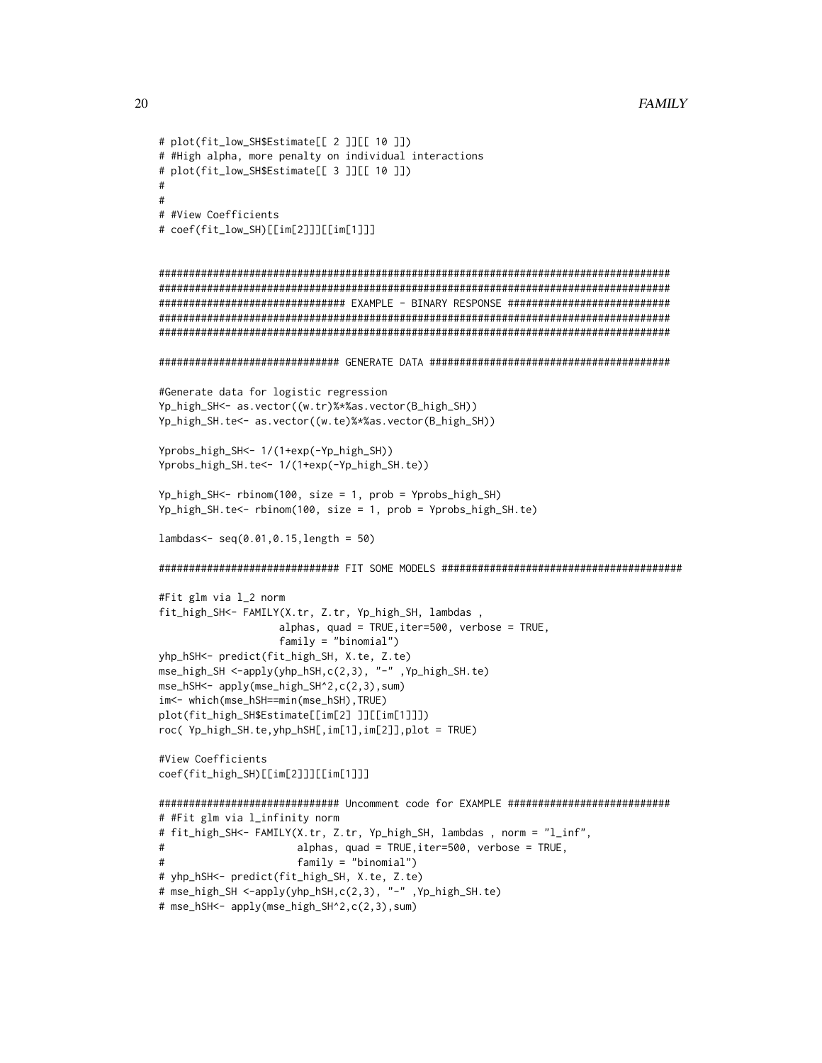```
# plot(fit_low_SH$Estimate[[ 2 ]][[ 10 ]])
# #High alpha, more penalty on individual interactions
# plot(fit_low_SH$Estimate[[ 3 ]][[ 10 ]])
#
#
# #View Coefficients
# coef(fit_low_SH)[[im[2]]][[im[1]]]


#######################################################################################
#######################################################################################
############################### EXAMPLE - BINARY RESPONSE ############################
#######################################################################################
#######################################################################################

############################## GENERATE DATA #########################################

#Generate data for logistic regression
Yp_high_SH<- as.vector((w.tr)%*%as.vector(B_high_SH))
Yp_high_SH.te<- as.vector((w.te)%*%as.vector(B_high_SH))

Yprobs_high_SH<- 1/(1+exp(-Yp_high_SH))
Yprobs_high_SH.te<- 1/(1+exp(-Yp_high_SH.te))

Yp_high_SH<- rbinom(100, size = 1, prob = Yprobs_high_SH)
Yp_high_SH.te<- rbinom(100, size = 1, prob = Yprobs_high_SH.te)

lambdas<- seq(0.01,0.15,length = 50)

############################## FIT SOME MODELS ########################################

#Fit glm via l_2 norm
fit_high_SH<- FAMILY(X.tr, Z.tr, Yp_high_SH, lambdas ,
                     alphas, quad = TRUE,iter=500, verbose = TRUE,
                     family = "binomial")
yhp_hSH<- predict(fit_high_SH, X.te, Z.te)
mse_high_SH <-apply(yhp_hSH,c(2,3), "-" ,Yp_high_SH.te)
mse_hSH<- apply(mse_high_SH^2,c(2,3),sum)
im<- which(mse_hSH==min(mse_hSH),TRUE)
plot(fit_high_SH$Estimate[[im[2] ]][[im[1]]])
roc( Yp_high_SH.te,yhp_hSH[,im[1],im[2]],plot = TRUE)

#View Coefficients
coef(fit_high_SH)[[im[2]]][[im[1]]]

############################## Uncomment code for EXAMPLE ###########################
# #Fit glm via l_infinity norm
# fit_high_SH<- FAMILY(X.tr, Z.tr, Yp_high_SH, lambdas , norm = "l_inf",
#                      alphas, quad = TRUE,iter=500, verbose = TRUE,
#                      family = "binomial")
# yhp_hSH<- predict(fit_high_SH, X.te, Z.te)
# mse_high_SH <-apply(yhp_hSH,c(2,3), "-" ,Yp_high_SH.te)
# mse_hSH<- apply(mse_high_SH^2,c(2,3),sum)
```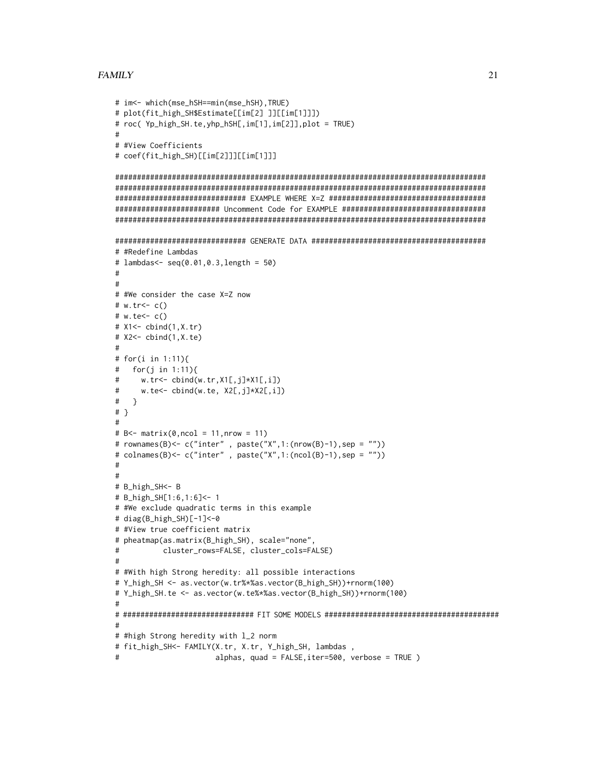```
# im<- which(mse_hSH==min(mse_hSH),TRUE)
# plot(fit_high_SH$Estimate[[im[2] ]][[im[1]]])
# roc( Yp_high_SH.te,yhp_hSH[,im[1],im[2]],plot = TRUE)
#
# #View Coefficients
# coef(fit_high_SH)[[im[2]]][[im[1]]]

#####################################################################################
#####################################################################################
############################## EXAMPLE WHERE X=Z ####################################
####################### Uncomment Code for EXAMPLE ##################################
#####################################################################################

############################## GENERATE DATA ########################################
# #Redefine Lambdas
# lambdas<- seq(0.01,0.3,length = 50)
#
#
# #We consider the case X=Z now
# w.tr<- c()
# w.te<- c()
# X1<- cbind(1,X.tr)
# X2<- cbind(1,X.te)
#
# for(i in 1:11){
#   for(j in 1:11){
#     w.tr<- cbind(w.tr,X1[,j]*X1[,i])
#     w.te<- cbind(w.te, X2[,j]*X2[,i])
#   }
# }
#
# B<- matrix(0,ncol = 11,nrow = 11)
# rownames(B)<- c("inter" , paste("X",1:(nrow(B)-1),sep = ""))
# colnames(B)<- c("inter" , paste("X",1:(ncol(B)-1),sep = ""))
#
#
# B_high_SH<- B
# B_high_SH[1:6,1:6]<- 1
# #We exclude quadratic terms in this example
# diag(B_high_SH)[-1]<-0
# #View true coefficient matrix
# pheatmap(as.matrix(B_high_SH), scale="none",
#          cluster_rows=FALSE, cluster_cols=FALSE)
#
# #With high Strong heredity: all possible interactions
# Y_high_SH <- as.vector(w.tr%*%as.vector(B_high_SH))+rnorm(100)
# Y_high_SH.te <- as.vector(w.te%*%as.vector(B_high_SH))+rnorm(100)
#
# ############################## FIT SOME MODELS ########################################
#
# #high Strong heredity with l_2 norm
# fit_high_SH<- FAMILY(X.tr, X.tr, Y_high_SH, lambdas ,
#                      alphas, quad = FALSE,iter=500, verbose = TRUE )
```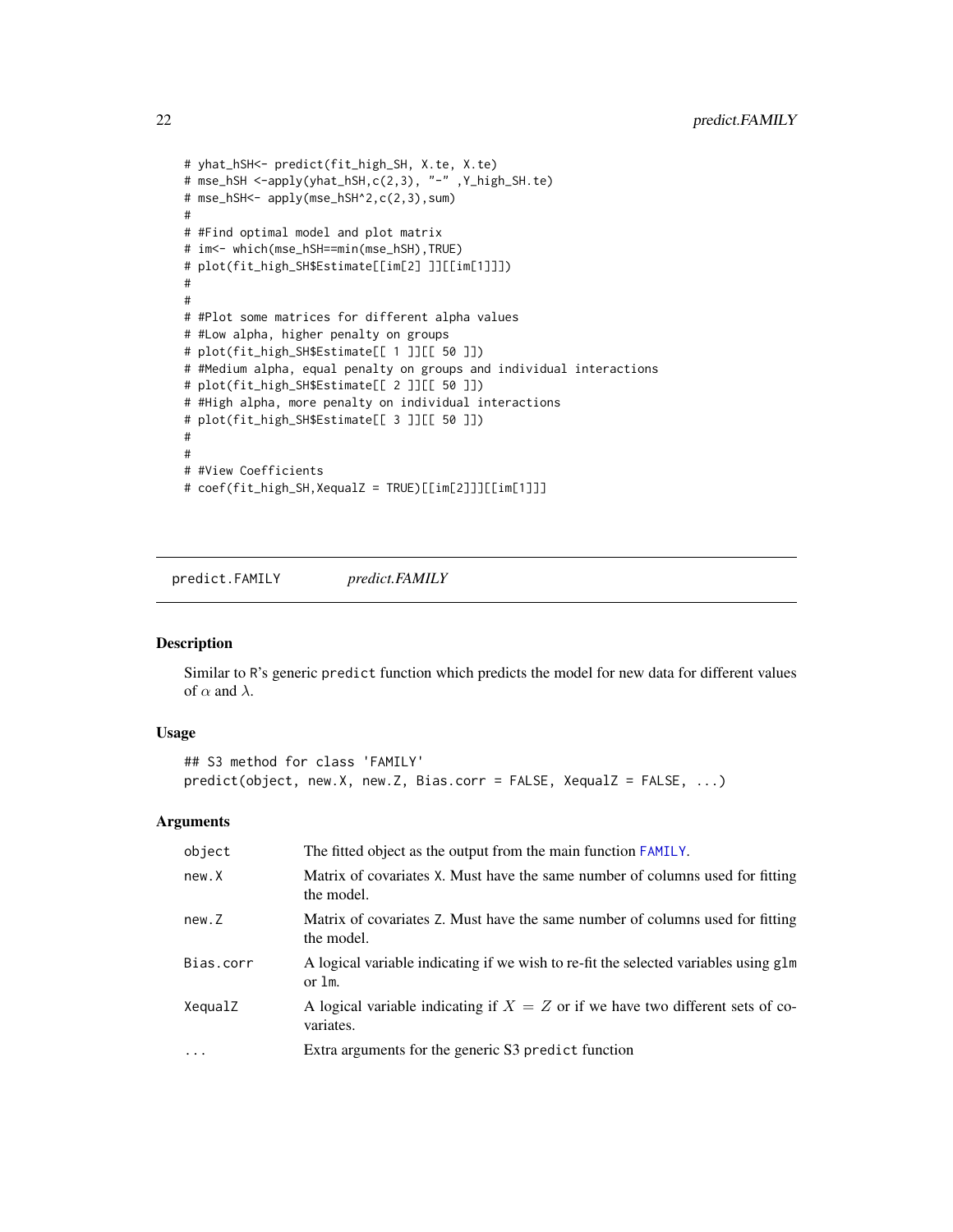```
# yhat_hSH<- predict(fit_high_SH, X.te, X.te)
# mse_hSH <-apply(yhat_hSH,c(2,3), "-" ,Y_high_SH.te)
# mse_hSH<- apply(mse_hSH^2,c(2,3),sum)
#
# #Find optimal model and plot matrix
# im<- which(mse_hSH==min(mse_hSH),TRUE)
# plot(fit_high_SH$Estimate[[im[2] ]][[im[1]]])
#
#
# #Plot some matrices for different alpha values
# #Low alpha, higher penalty on groups
# plot(fit_high_SH$Estimate[[ 1 ]][[ 50 ]])
# #Medium alpha, equal penalty on groups and individual interactions
# plot(fit_high_SH$Estimate[[ 2 ]][[ 50 ]])
# #High alpha, more penalty on individual interactions
# plot(fit_high_SH$Estimate[[ 3 ]][[ 50 ]])
#
#
# #View Coefficients
# coef(fit_high_SH,XequalZ = TRUE)[[im[2]]][[im[1]]]
```

## predict.FAMILY *predict.FAMILY*

### Description

Similar to R's generic predict function which predicts the model for new data for different values of $\alpha$ and $\lambda$.

### Usage

```
## S3 method for class 'FAMILY'
predict(object, new.X, new.Z, Bias.corr = FALSE, XequalZ = FALSE, ...)
```

### Arguments

| | |
|---|---|
| object | The fitted object as the output from the main function FAMILY. |
| new.X | Matrix of covariates X. Must have the same number of columns used for fitting the model. |
| new.Z | Matrix of covariates Z. Must have the same number of columns used for fitting the model. |
| Bias.corr | A logical variable indicating if we wish to re-fit the selected variables using glm or lm. |
| XequalZ | A logical variable indicating if $X = Z$ or if we have two different sets of covariates. |
| ... | Extra arguments for the generic S3 predict function |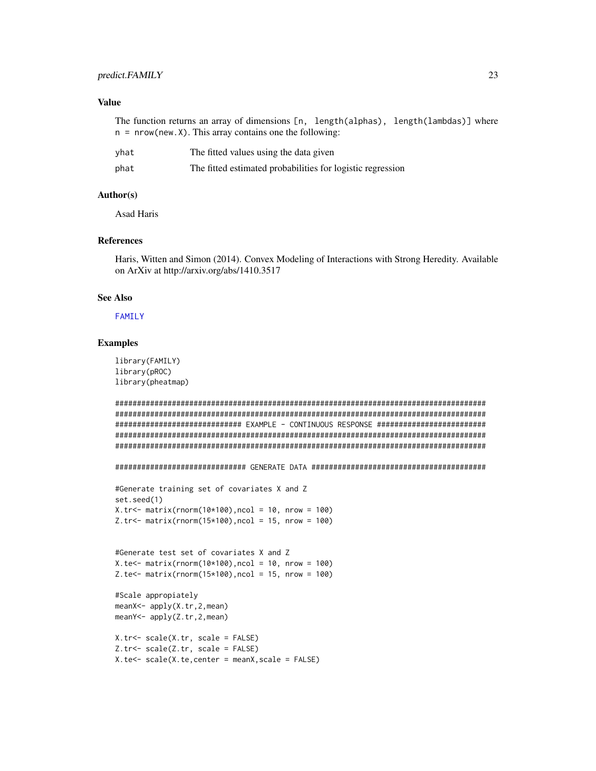### Value

The function returns an array of dimensions `[n, length(alphas), length(lambdas)]` where `n = nrow(new.X)`. This array contains one the following:

| | |
|---|---|
| yhat | The fitted values using the data given |
| phat | The fitted estimated probabilities for logistic regression |

### Author(s)

Asad Haris

### References

Haris, Witten and Simon (2014). Convex Modeling of Interactions with Strong Heredity. Available on ArXiv at http://arxiv.org/abs/1410.3517

### See Also

FAMILY

### Examples

```
library(FAMILY)
library(pROC)
library(pheatmap)

########################################################################################
########################################################################################
############################# EXAMPLE - CONTINUOUS RESPONSE ############################
########################################################################################
########################################################################################

############################# GENERATE DATA ###########################################

#Generate training set of covariates X and Z
set.seed(1)
X.tr<- matrix(rnorm(10*100),ncol = 10, nrow = 100)
Z.tr<- matrix(rnorm(15*100),ncol = 15, nrow = 100)


#Generate test set of covariates X and Z
X.te<- matrix(rnorm(10*100),ncol = 10, nrow = 100)
Z.te<- matrix(rnorm(15*100),ncol = 15, nrow = 100)

#Scale appropiately
meanX<- apply(X.tr,2,mean)
meanY<- apply(Z.tr,2,mean)

X.tr<- scale(X.tr, scale = FALSE)
Z.tr<- scale(Z.tr, scale = FALSE)
X.te<- scale(X.te,center = meanX,scale = FALSE)
```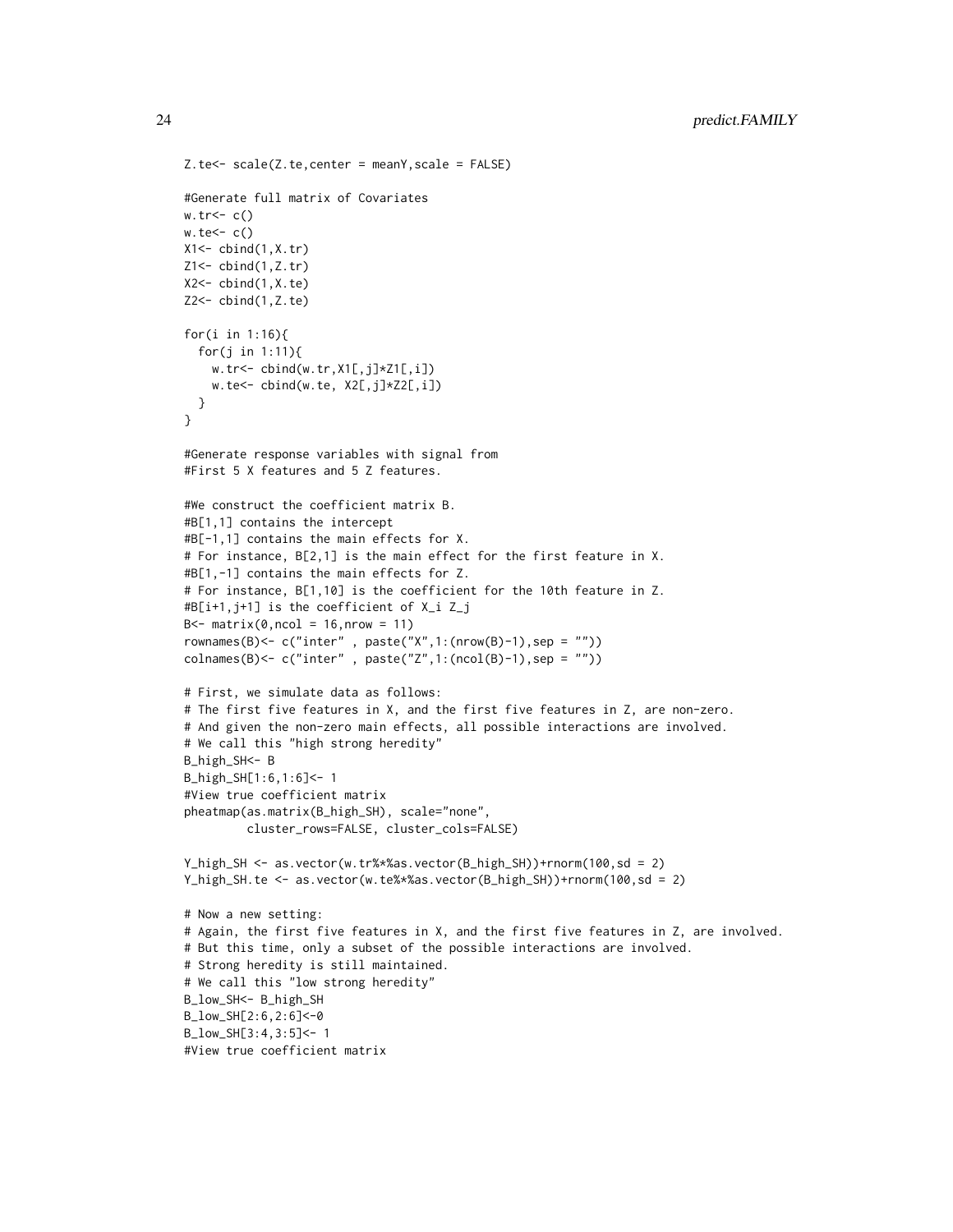```
Z.te<- scale(Z.te,center = meanY,scale = FALSE)

#Generate full matrix of Covariates
w.tr<- c()
w.te<- c()
X1<- cbind(1,X.tr)
Z1<- cbind(1,Z.tr)
X2<- cbind(1,X.te)
Z2<- cbind(1,Z.te)

for(i in 1:16){
  for(j in 1:11){
    w.tr<- cbind(w.tr,X1[,j]*Z1[,i])
    w.te<- cbind(w.te, X2[,j]*Z2[,i])
  }
}

#Generate response variables with signal from
#First 5 X features and 5 Z features.

#We construct the coefficient matrix B.
#B[1,1] contains the intercept
#B[-1,1] contains the main effects for X.
# For instance, B[2,1] is the main effect for the first feature in X.
#B[1,-1] contains the main effects for Z.
# For instance, B[1,10] is the coefficient for the 10th feature in Z.
#B[i+1,j+1] is the coefficient of X_i Z_j
B<- matrix(0,ncol = 16,nrow = 11)
rownames(B)<- c("inter" , paste("X",1:(nrow(B)-1),sep = ""))
colnames(B)<- c("inter" , paste("Z",1:(ncol(B)-1),sep = ""))

# First, we simulate data as follows:
# The first five features in X, and the first five features in Z, are non-zero.
# And given the non-zero main effects, all possible interactions are involved.
# We call this "high strong heredity"
B_high_SH<- B
B_high_SH[1:6,1:6]<- 1
#View true coefficient matrix
pheatmap(as.matrix(B_high_SH), scale="none",
         cluster_rows=FALSE, cluster_cols=FALSE)

Y_high_SH <- as.vector(w.tr%*%as.vector(B_high_SH))+rnorm(100,sd = 2)
Y_high_SH.te <- as.vector(w.te%*%as.vector(B_high_SH))+rnorm(100,sd = 2)

# Now a new setting:
# Again, the first five features in X, and the first five features in Z, are involved.
# But this time, only a subset of the possible interactions are involved.
# Strong heredity is still maintained.
# We call this "low strong heredity"
B_low_SH<- B_high_SH
B_low_SH[2:6,2:6]<-0
B_low_SH[3:4,3:5]<- 1
#View true coefficient matrix
```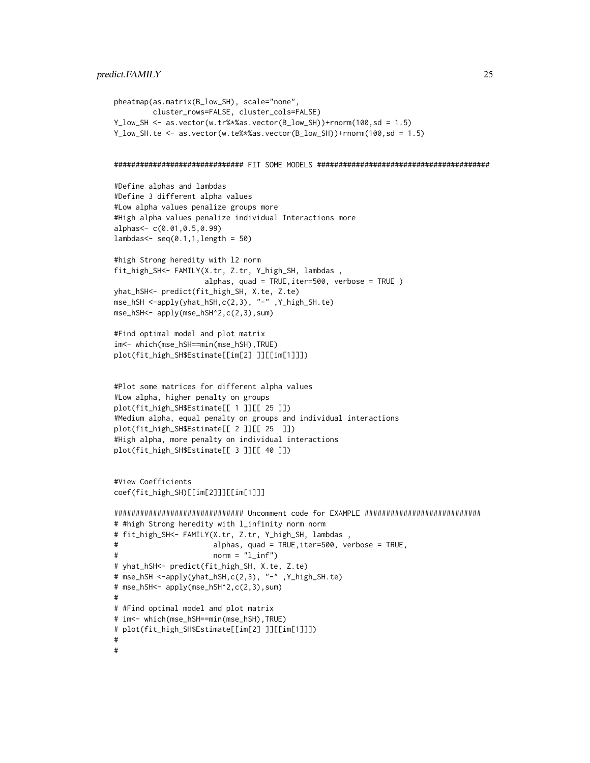```
pheatmap(as.matrix(B_low_SH), scale="none",
         cluster_rows=FALSE, cluster_cols=FALSE)
Y_low_SH <- as.vector(w.tr%*%as.vector(B_low_SH))+rnorm(100,sd = 1.5)
Y_low_SH.te <- as.vector(w.te%*%as.vector(B_low_SH))+rnorm(100,sd = 1.5)


############################## FIT SOME MODELS #######################################

#Define alphas and lambdas
#Define 3 different alpha values
#Low alpha values penalize groups more
#High alpha values penalize individual Interactions more
alphas<- c(0.01,0.5,0.99)
lambdas<- seq(0.1,1,length = 50)

#high Strong heredity with l2 norm
fit_high_SH<- FAMILY(X.tr, Z.tr, Y_high_SH, lambdas ,
                     alphas, quad = TRUE,iter=500, verbose = TRUE )
yhat_hSH<- predict(fit_high_SH, X.te, Z.te)
mse_hSH <-apply(yhat_hSH,c(2,3), "-" ,Y_high_SH.te)
mse_hSH<- apply(mse_hSH^2,c(2,3),sum)

#Find optimal model and plot matrix
im<- which(mse_hSH==min(mse_hSH),TRUE)
plot(fit_high_SH$Estimate[[im[2] ]][[im[1]]])


#Plot some matrices for different alpha values
#Low alpha, higher penalty on groups
plot(fit_high_SH$Estimate[[ 1 ]][[ 25 ]])
#Medium alpha, equal penalty on groups and individual interactions
plot(fit_high_SH$Estimate[[ 2 ]][[ 25  ]])
#High alpha, more penalty on individual interactions
plot(fit_high_SH$Estimate[[ 3 ]][[ 40 ]])


#View Coefficients
coef(fit_high_SH)[[im[2]]][[im[1]]]

############################## Uncomment code for EXAMPLE ##########################
# #high Strong heredity with l_infinity norm norm
# fit_high_SH<- FAMILY(X.tr, Z.tr, Y_high_SH, lambdas ,
#                      alphas, quad = TRUE,iter=500, verbose = TRUE,
#                      norm = "l_inf")
# yhat_hSH<- predict(fit_high_SH, X.te, Z.te)
# mse_hSH <-apply(yhat_hSH,c(2,3), "-" ,Y_high_SH.te)
# mse_hSH<- apply(mse_hSH^2,c(2,3),sum)
#
# #Find optimal model and plot matrix
# im<- which(mse_hSH==min(mse_hSH),TRUE)
# plot(fit_high_SH$Estimate[[im[2] ]][[im[1]]])
#
#
```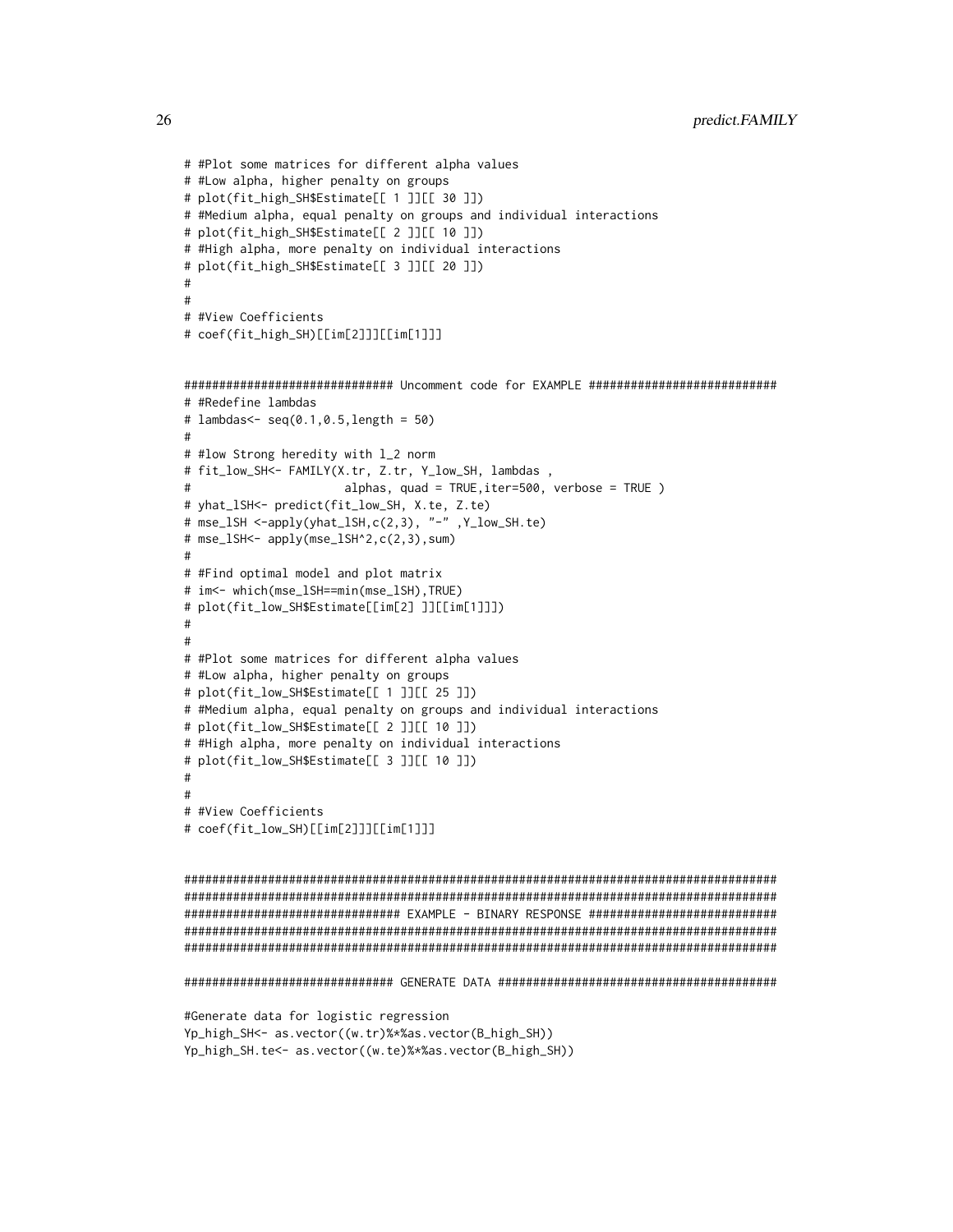```
# #Plot some matrices for different alpha values
# #Low alpha, higher penalty on groups
# plot(fit_high_SH$Estimate[[ 1 ]][[ 30 ]])
# #Medium alpha, equal penalty on groups and individual interactions
# plot(fit_high_SH$Estimate[[ 2 ]][[ 10 ]])
# #High alpha, more penalty on individual interactions
# plot(fit_high_SH$Estimate[[ 3 ]][[ 20 ]])
#
#
# #View Coefficients
# coef(fit_high_SH)[[im[2]]][[im[1]]]


############################## Uncomment code for EXAMPLE ##########################
# #Redefine lambdas
# lambdas<- seq(0.1,0.5,length = 50)
#
# #low Strong heredity with l_2 norm
# fit_low_SH<- FAMILY(X.tr, Z.tr, Y_low_SH, lambdas ,
#                     alphas, quad = TRUE,iter=500, verbose = TRUE )
# yhat_lSH<- predict(fit_low_SH, X.te, Z.te)
# mse_lSH <-apply(yhat_lSH,c(2,3), "-" ,Y_low_SH.te)
# mse_lSH<- apply(mse_lSH^2,c(2,3),sum)
#
# #Find optimal model and plot matrix
# im<- which(mse_lSH==min(mse_lSH),TRUE)
# plot(fit_low_SH$Estimate[[im[2] ]][[im[1]]])
#
#
# #Plot some matrices for different alpha values
# #Low alpha, higher penalty on groups
# plot(fit_low_SH$Estimate[[ 1 ]][[ 25 ]])
# #Medium alpha, equal penalty on groups and individual interactions
# plot(fit_low_SH$Estimate[[ 2 ]][[ 10 ]])
# #High alpha, more penalty on individual interactions
# plot(fit_low_SH$Estimate[[ 3 ]][[ 10 ]])
#
#
# #View Coefficients
# coef(fit_low_SH)[[im[2]]][[im[1]]]


#####################################################################################
#####################################################################################
############################### EXAMPLE - BINARY RESPONSE ###########################
#####################################################################################
#####################################################################################

############################## GENERATE DATA ########################################

#Generate data for logistic regression
Yp_high_SH<- as.vector((w.tr)%*%as.vector(B_high_SH))
Yp_high_SH.te<- as.vector((w.te)%*%as.vector(B_high_SH))
```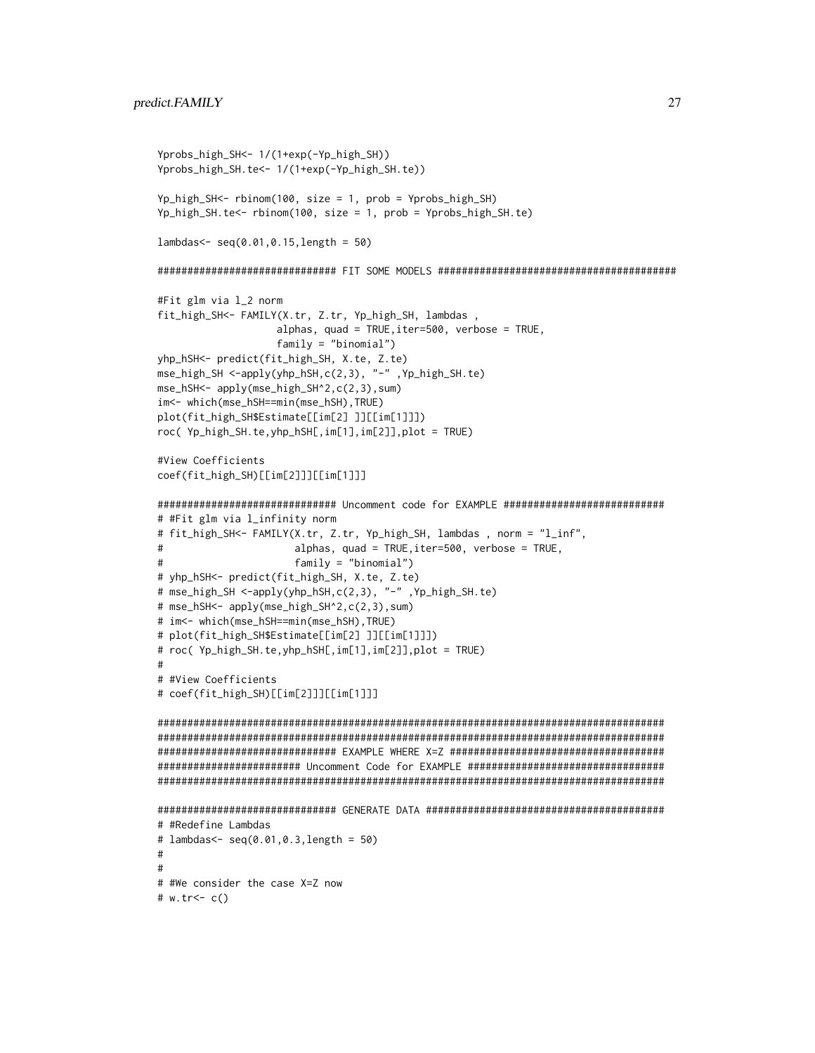```
Yprobs_high_SH<- 1/(1+exp(-Yp_high_SH))
Yprobs_high_SH.te<- 1/(1+exp(-Yp_high_SH.te))

Yp_high_SH<- rbinom(100, size = 1, prob = Yprobs_high_SH)
Yp_high_SH.te<- rbinom(100, size = 1, prob = Yprobs_high_SH.te)

lambdas<- seq(0.01,0.15,length = 50)

############################## FIT SOME MODELS #######################################

#Fit glm via l_2 norm
fit_high_SH<- FAMILY(X.tr, Z.tr, Yp_high_SH, lambdas ,
                    alphas, quad = TRUE,iter=500, verbose = TRUE,
                    family = "binomial")
yhp_hSH<- predict(fit_high_SH, X.te, Z.te)
mse_high_SH <-apply(yhp_hSH,c(2,3), "-" ,Yp_high_SH.te)
mse_hSH<- apply(mse_high_SH^2,c(2,3),sum)
im<- which(mse_hSH==min(mse_hSH),TRUE)
plot(fit_high_SH$Estimate[[im[2] ]][[im[1]]])
roc( Yp_high_SH.te,yhp_hSH[,im[1],im[2]],plot = TRUE)

#View Coefficients
coef(fit_high_SH)[[im[2]]][[im[1]]]

############################## Uncomment code for EXAMPLE ###########################
# #Fit glm via l_infinity norm
# fit_high_SH<- FAMILY(X.tr, Z.tr, Yp_high_SH, lambdas , norm = "l_inf",
#                      alphas, quad = TRUE,iter=500, verbose = TRUE,
#                      family = "binomial")
# yhp_hSH<- predict(fit_high_SH, X.te, Z.te)
# mse_high_SH <-apply(yhp_hSH,c(2,3), "-" ,Yp_high_SH.te)
# mse_hSH<- apply(mse_high_SH^2,c(2,3),sum)
# im<- which(mse_hSH==min(mse_hSH),TRUE)
# plot(fit_high_SH$Estimate[[im[2] ]][[im[1]]])
# roc( Yp_high_SH.te,yhp_hSH[,im[1],im[2]],plot = TRUE)
#
# #View Coefficients
# coef(fit_high_SH)[[im[2]]][[im[1]]]

######################################################################################
######################################################################################
############################## EXAMPLE WHERE X=Z #####################################
######################## Uncomment Code for EXAMPLE ##################################
######################################################################################

############################## GENERATE DATA #########################################
# #Redefine Lambdas
# lambdas<- seq(0.01,0.3,length = 50)
#
#
# #We consider the case X=Z now
# w.tr<- c()
```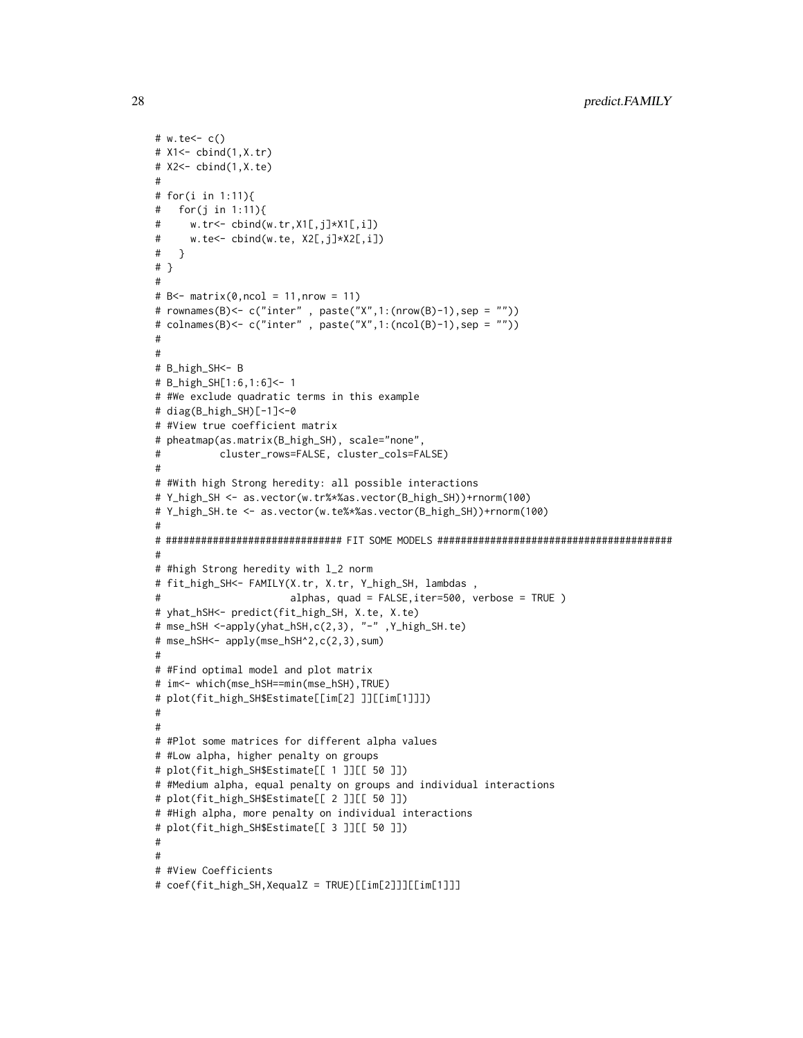```
# w.te<- c()
# X1<- cbind(1,X.tr)
# X2<- cbind(1,X.te)
#
# for(i in 1:11){
#   for(j in 1:11){
#     w.tr<- cbind(w.tr,X1[,j]*X1[,i])
#     w.te<- cbind(w.te, X2[,j]*X2[,i])
#   }
# }
#
# B<- matrix(0,ncol = 11,nrow = 11)
# rownames(B)<- c("inter" , paste("X",1:(nrow(B)-1),sep = ""))
# colnames(B)<- c("inter" , paste("X",1:(ncol(B)-1),sep = ""))
#
#
# B_high_SH<- B
# B_high_SH[1:6,1:6]<- 1
# #We exclude quadratic terms in this example
# diag(B_high_SH)[-1]<-0
# #View true coefficient matrix
# pheatmap(as.matrix(B_high_SH), scale="none",
#          cluster_rows=FALSE, cluster_cols=FALSE)
#
# #With high Strong heredity: all possible interactions
# Y_high_SH <- as.vector(w.tr%*%as.vector(B_high_SH))+rnorm(100)
# Y_high_SH.te <- as.vector(w.te%*%as.vector(B_high_SH))+rnorm(100)
#
# ############################## FIT SOME MODELS ########################################
#
# #high Strong heredity with l_2 norm
# fit_high_SH<- FAMILY(X.tr, X.tr, Y_high_SH, lambdas ,
#                      alphas, quad = FALSE,iter=500, verbose = TRUE )
# yhat_hSH<- predict(fit_high_SH, X.te, X.te)
# mse_hSH <-apply(yhat_hSH,c(2,3), "-" ,Y_high_SH.te)
# mse_hSH<- apply(mse_hSH^2,c(2,3),sum)
#
# #Find optimal model and plot matrix
# im<- which(mse_hSH==min(mse_hSH),TRUE)
# plot(fit_high_SH$Estimate[[im[2] ]][[im[1]]])
#
#
# #Plot some matrices for different alpha values
# #Low alpha, higher penalty on groups
# plot(fit_high_SH$Estimate[[ 1 ]][[ 50 ]])
# #Medium alpha, equal penalty on groups and individual interactions
# plot(fit_high_SH$Estimate[[ 2 ]][[ 50 ]])
# #High alpha, more penalty on individual interactions
# plot(fit_high_SH$Estimate[[ 3 ]][[ 50 ]])
#
#
# #View Coefficients
# coef(fit_high_SH,XequalZ = TRUE)[[im[2]]][[im[1]]]
```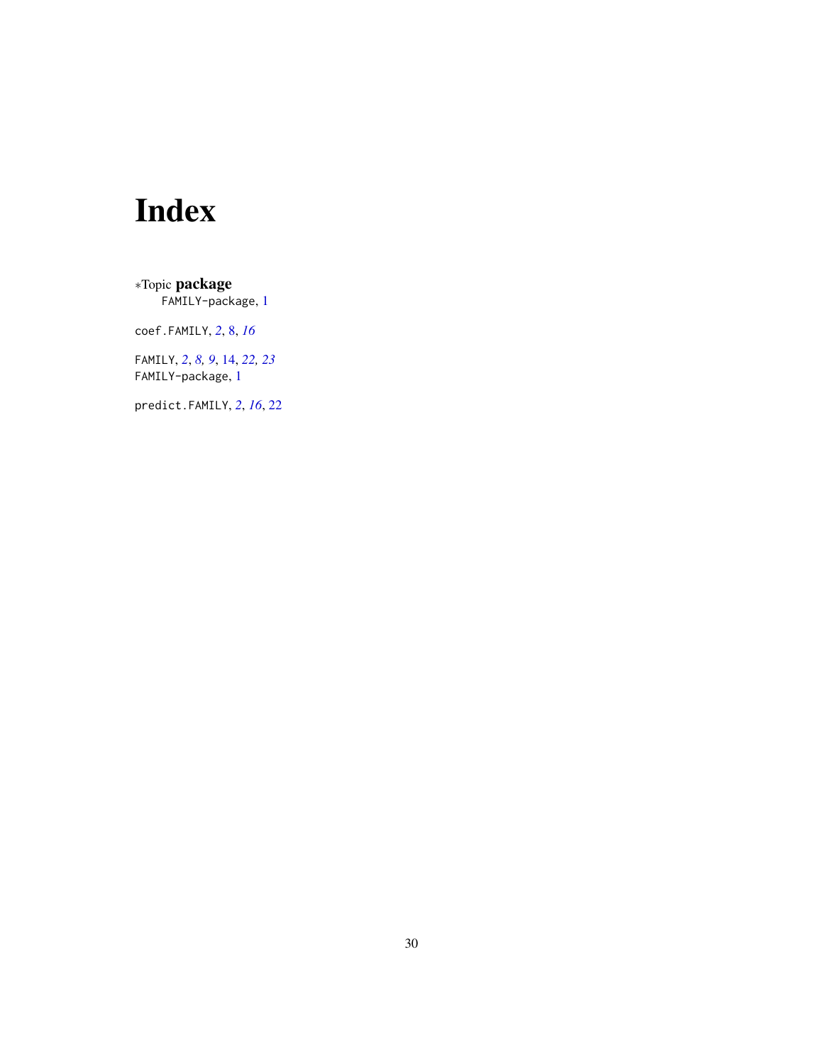# Index

∗Topic **package**

FAMILY-package, 1

coef.FAMILY, *2*, 8, *16*

FAMILY, *2*, *8, 9*, 14, *22, 23*

FAMILY-package, 1

predict.FAMILY, *2*, *16*, 22